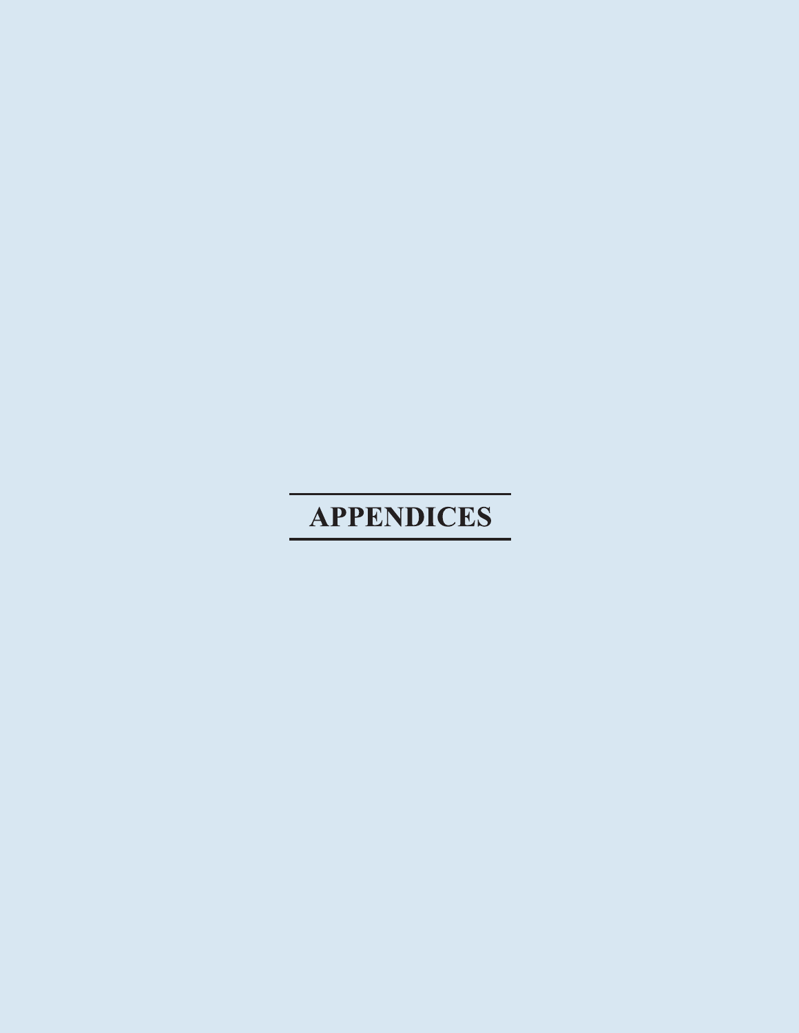# APPENDICES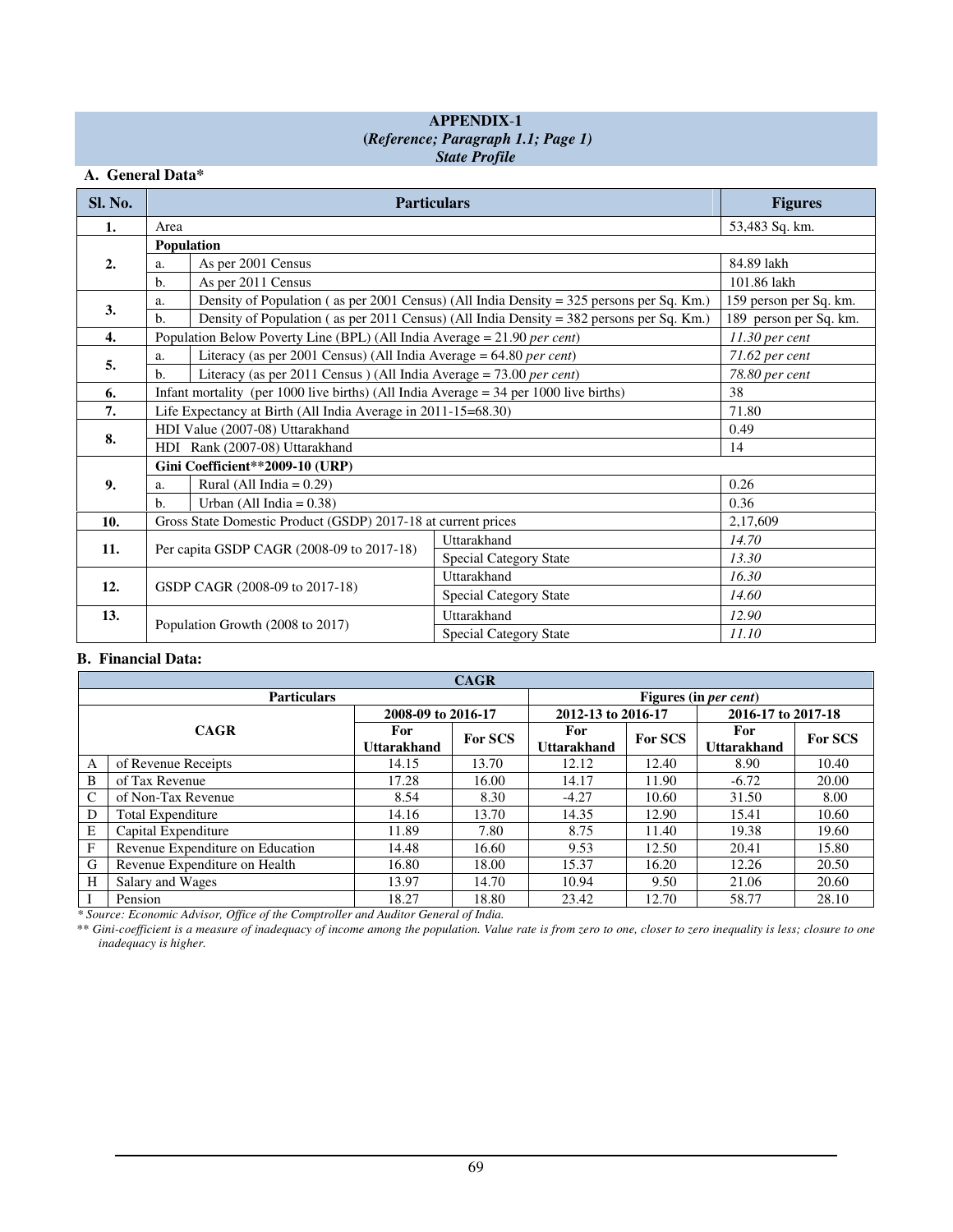## APPENDIX-1

**(*Reference; Paragraph 1.1; Page 1*)**

***State Profile***

### A. General Data*

| Sl. No. | Particulars | | | Figures |
|---|---|---|---|---|
| **1.** | Area | | | 53,483 Sq. km. |
| **2.** | **Population** | | | |
| | a. | As per 2001 Census | | 84.89 lakh |
| | b. | As per 2011 Census | | 101.86 lakh |
| **3.** | a. | Density of Population ( as per 2001 Census) (All India Density = 325 persons per Sq. Km.) | | 159 person per Sq. km. |
| | b. | Density of Population ( as per 2011 Census) (All India Density = 382 persons per Sq. Km.) | | 189 person per Sq. km. |
| **4.** | Population Below Poverty Line (BPL) (All India Average = 21.90 *per cent*) | | | *11.30 per cent* |
| **5.** | a. | Literacy (as per 2001 Census) (All India Average = 64.80 *per cent*) | | *71.62 per cent* |
| | b. | Literacy (as per 2011 Census ) (All India Average = 73.00 *per cent*) | | *78.80 per cent* |
| **6.** | Infant mortality (per 1000 live births) (All India Average = 34 per 1000 live births) | | | 38 |
| **7.** | Life Expectancy at Birth (All India Average in 2011-15=68.30) | | | 71.80 |
| **8.** | HDI Value (2007-08) Uttarakhand | | | 0.49 |
| | HDI Rank (2007-08) Uttarakhand | | | 14 |
| **9.** | **Gini Coefficient**2009-10 (URP)** | | | |
| | a. | Rural (All India = 0.29) | | 0.26 |
| | b. | Urban (All India = 0.38) | | 0.36 |
| **10.** | Gross State Domestic Product (GSDP) 2017-18 at current prices | | | 2,17,609 |
| **11.** | Per capita GSDP CAGR (2008-09 to 2017-18) | | Uttarakhand | *14.70* |
| | | | Special Category State | *13.30* |
| **12.** | GSDP CAGR (2008-09 to 2017-18) | | Uttarakhand | *16.30* |
| | | | Special Category State | *14.60* |
| **13.** | Population Growth (2008 to 2017) | | Uttarakhand | *12.90* |
| | | | Special Category State | *11.10* |

### B. Financial Data:

| CAGR | | | | | | | |
|---|---|---|---|---|---|---|---|
| **Particulars** | | **Figures (in *per cent*)** | | | | | |
| **CAGR** | | **2008-09 to 2016-17** | | **2012-13 to 2016-17** | | **2016-17 to 2017-18** | |
| | | **For Uttarakhand** | **For SCS** | **For Uttarakhand** | **For SCS** | **For Uttarakhand** | **For SCS** |
| A | of Revenue Receipts | 14.15 | 13.70 | 12.12 | 12.40 | 8.90 | 10.40 |
| B | of Tax Revenue | 17.28 | 16.00 | 14.17 | 11.90 | -6.72 | 20.00 |
| C | of Non-Tax Revenue | 8.54 | 8.30 | -4.27 | 10.60 | 31.50 | 8.00 |
| D | Total Expenditure | 14.16 | 13.70 | 14.35 | 12.90 | 15.41 | 10.60 |
| E | Capital Expenditure | 11.89 | 7.80 | 8.75 | 11.40 | 19.38 | 19.60 |
| F | Revenue Expenditure on Education | 14.48 | 16.60 | 9.53 | 12.50 | 20.41 | 15.80 |
| G | Revenue Expenditure on Health | 16.80 | 18.00 | 15.37 | 16.20 | 12.26 | 20.50 |
| H | Salary and Wages | 13.97 | 14.70 | 10.94 | 9.50 | 21.06 | 20.60 |
| I | Pension | 18.27 | 18.80 | 23.42 | 12.70 | 58.77 | 28.10 |

*\* Source: Economic Advisor, Office of the Comptroller and Auditor General of India.*

*\*\* Gini-coefficient is a measure of inadequacy of income among the population. Value rate is from zero to one, closer to zero inequality is less; closure to one inadequacy is higher.*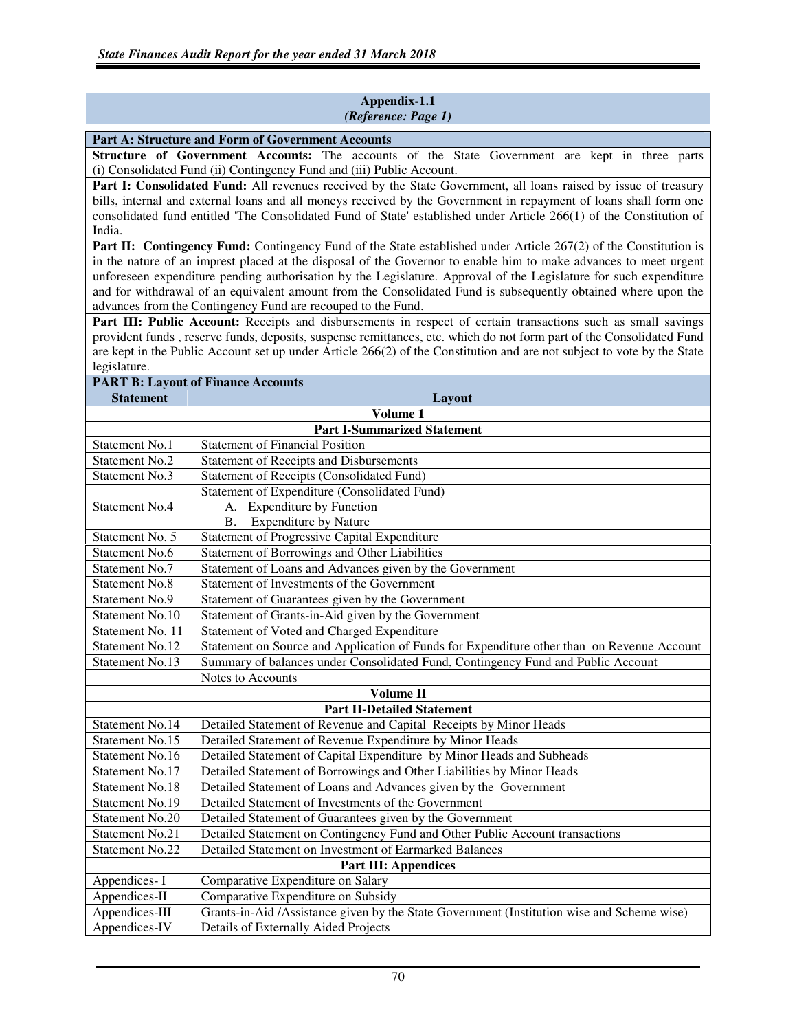## Appendix-1.1
*(Reference: Page 1)*

**Part A: Structure and Form of Government Accounts**

**Structure of Government Accounts:** The accounts of the State Government are kept in three parts (i) Consolidated Fund (ii) Contingency Fund and (iii) Public Account.

**Part I: Consolidated Fund:** All revenues received by the State Government, all loans raised by issue of treasury bills, internal and external loans and all moneys received by the Government in repayment of loans shall form one consolidated fund entitled 'The Consolidated Fund of State' established under Article 266(1) of the Constitution of India.

**Part II: Contingency Fund:** Contingency Fund of the State established under Article 267(2) of the Constitution is in the nature of an imprest placed at the disposal of the Governor to enable him to make advances to meet urgent unforeseen expenditure pending authorisation by the Legislature. Approval of the Legislature for such expenditure and for withdrawal of an equivalent amount from the Consolidated Fund is subsequently obtained where upon the advances from the Contingency Fund are recouped to the Fund.

**Part III: Public Account:** Receipts and disbursements in respect of certain transactions such as small savings provident funds , reserve funds, deposits, suspense remittances, etc. which do not form part of the Consolidated Fund are kept in the Public Account set up under Article 266(2) of the Constitution and are not subject to vote by the State legislature.

**PART B: Layout of Finance Accounts**

| Statement | Layout |
|---|---|
| **Volume 1** | |
| **Part I-Summarized Statement** | |
| Statement No.1 | Statement of Financial Position |
| Statement No.2 | Statement of Receipts and Disbursements |
| Statement No.3 | Statement of Receipts (Consolidated Fund) |
| Statement No.4 | Statement of Expenditure (Consolidated Fund)<br>A. Expenditure by Function<br>B. Expenditure by Nature |
| Statement No. 5 | Statement of Progressive Capital Expenditure |
| Statement No.6 | Statement of Borrowings and Other Liabilities |
| Statement No.7 | Statement of Loans and Advances given by the Government |
| Statement No.8 | Statement of Investments of the Government |
| Statement No.9 | Statement of Guarantees given by the Government |
| Statement No.10 | Statement of Grants-in-Aid given by the Government |
| Statement No. 11 | Statement of Voted and Charged Expenditure |
| Statement No.12 | Statement on Source and Application of Funds for Expenditure other than on Revenue Account |
| Statement No.13 | Summary of balances under Consolidated Fund, Contingency Fund and Public Account |
| | Notes to Accounts |
| **Volume II** | |
| **Part II-Detailed Statement** | |
| Statement No.14 | Detailed Statement of Revenue and Capital Receipts by Minor Heads |
| Statement No.15 | Detailed Statement of Revenue Expenditure by Minor Heads |
| Statement No.16 | Detailed Statement of Capital Expenditure by Minor Heads and Subheads |
| Statement No.17 | Detailed Statement of Borrowings and Other Liabilities by Minor Heads |
| Statement No.18 | Detailed Statement of Loans and Advances given by the Government |
| Statement No.19 | Detailed Statement of Investments of the Government |
| Statement No.20 | Detailed Statement of Guarantees given by the Government |
| Statement No.21 | Detailed Statement on Contingency Fund and Other Public Account transactions |
| Statement No.22 | Detailed Statement on Investment of Earmarked Balances |
| **Part III: Appendices** | |
| Appendices- I | Comparative Expenditure on Salary |
| Appendices-II | Comparative Expenditure on Subsidy |
| Appendices-III | Grants-in-Aid /Assistance given by the State Government (Institution wise and Scheme wise) |
| Appendices-IV | Details of Externally Aided Projects |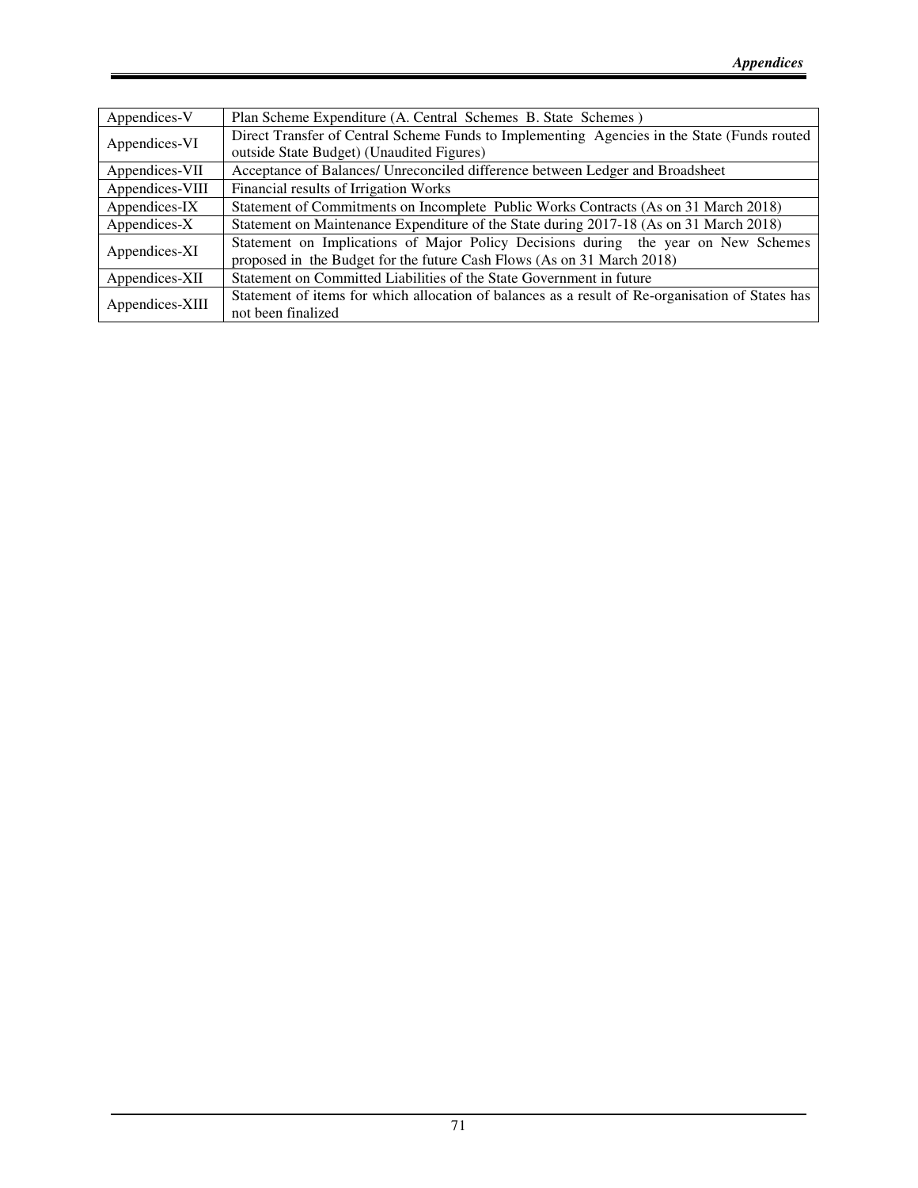| Appendices-V | Plan Scheme Expenditure (A. Central Schemes B. State Schemes ) |
|---|---|
| Appendices-VI | Direct Transfer of Central Scheme Funds to Implementing Agencies in the State (Funds routed outside State Budget) (Unaudited Figures) |
| Appendices-VII | Acceptance of Balances/ Unreconciled difference between Ledger and Broadsheet |
| Appendices-VIII | Financial results of Irrigation Works |
| Appendices-IX | Statement of Commitments on Incomplete Public Works Contracts (As on 31 March 2018) |
| Appendices-X | Statement on Maintenance Expenditure of the State during 2017-18 (As on 31 March 2018) |
| Appendices-XI | Statement on Implications of Major Policy Decisions during the year on New Schemes proposed in the Budget for the future Cash Flows (As on 31 March 2018) |
| Appendices-XII | Statement on Committed Liabilities of the State Government in future |
| Appendices-XIII | Statement of items for which allocation of balances as a result of Re-organisation of States has not been finalized |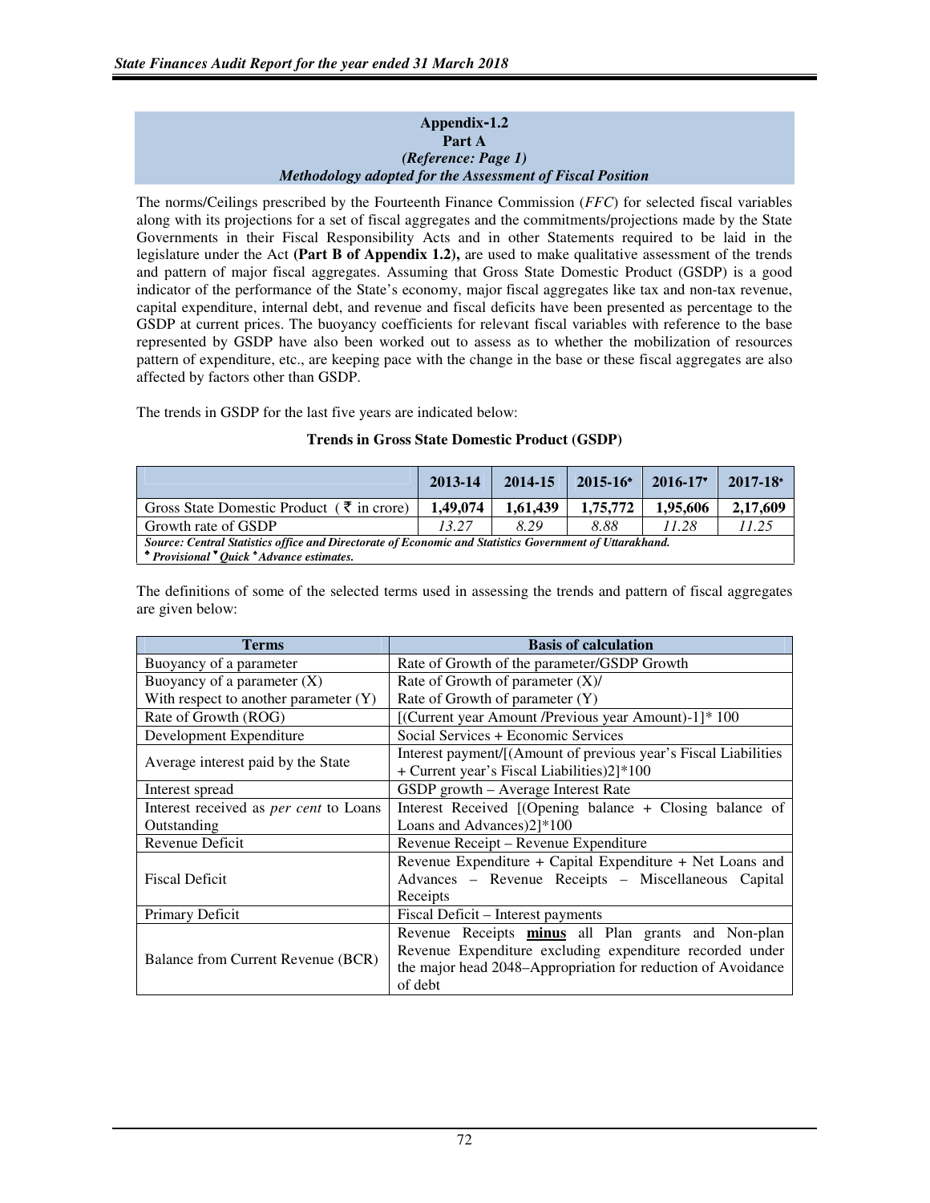## Appendix-1.2
### Part A
*(Reference: Page 1)*
***Methodology adopted for the Assessment of Fiscal Position***

The norms/Ceilings prescribed by the Fourteenth Finance Commission (*FFC*) for selected fiscal variables along with its projections for a set of fiscal aggregates and the commitments/projections made by the State Governments in their Fiscal Responsibility Acts and in other Statements required to be laid in the legislature under the Act **(Part B of Appendix 1.2),** are used to make qualitative assessment of the trends and pattern of major fiscal aggregates. Assuming that Gross State Domestic Product (GSDP) is a good indicator of the performance of the State's economy, major fiscal aggregates like tax and non-tax revenue, capital expenditure, internal debt, and revenue and fiscal deficits have been presented as percentage to the GSDP at current prices. The buoyancy coefficients for relevant fiscal variables with reference to the base represented by GSDP have also been worked out to assess as to whether the mobilization of resources pattern of expenditure, etc., are keeping pace with the change in the base or these fiscal aggregates are also affected by factors other than GSDP.

The trends in GSDP for the last five years are indicated below:

**Trends in Gross State Domestic Product (GSDP)**

| | 2013-14 | 2014-15 | 2015-16♣ | 2016-17▾ | 2017-18♦ |
|---|---|---|---|---|---|
| Gross State Domestic Product (₹ in crore) | **1,49,074** | **1,61,439** | **1,75,772** | **1,95,606** | **2,17,609** |
| Growth rate of GSDP | *13.27* | *8.29* | *8.88* | *11.28* | *11.25* |

***Source: Central Statistics office and Directorate of Economic and Statistics Government of Uttarakhand.***
***♣ Provisional ▾ Quick ♦ Advance estimates.***

The definitions of some of the selected terms used in assessing the trends and pattern of fiscal aggregates are given below:

| Terms | Basis of calculation |
|---|---|
| Buoyancy of a parameter | Rate of Growth of the parameter/GSDP Growth |
| Buoyancy of a parameter (X) With respect to another parameter (Y) | Rate of Growth of parameter (X)/ Rate of Growth of parameter (Y) |
| Rate of Growth (ROG) | [(Current year Amount /Previous year Amount)-1]* 100 |
| Development Expenditure | Social Services + Economic Services |
| Average interest paid by the State | Interest payment/[(Amount of previous year's Fiscal Liabilities + Current year's Fiscal Liabilities)2]*100 |
| Interest spread | GSDP growth – Average Interest Rate |
| Interest received as *per cent* to Loans Outstanding | Interest Received [(Opening balance + Closing balance of Loans and Advances)2]*100 |
| Revenue Deficit | Revenue Receipt – Revenue Expenditure |
| Fiscal Deficit | Revenue Expenditure + Capital Expenditure + Net Loans and Advances – Revenue Receipts – Miscellaneous Capital Receipts |
| Primary Deficit | Fiscal Deficit – Interest payments |
| Balance from Current Revenue (BCR) | Revenue Receipts **minus** all Plan grants and Non-plan Revenue Expenditure excluding expenditure recorded under the major head 2048–Appropriation for reduction of Avoidance of debt |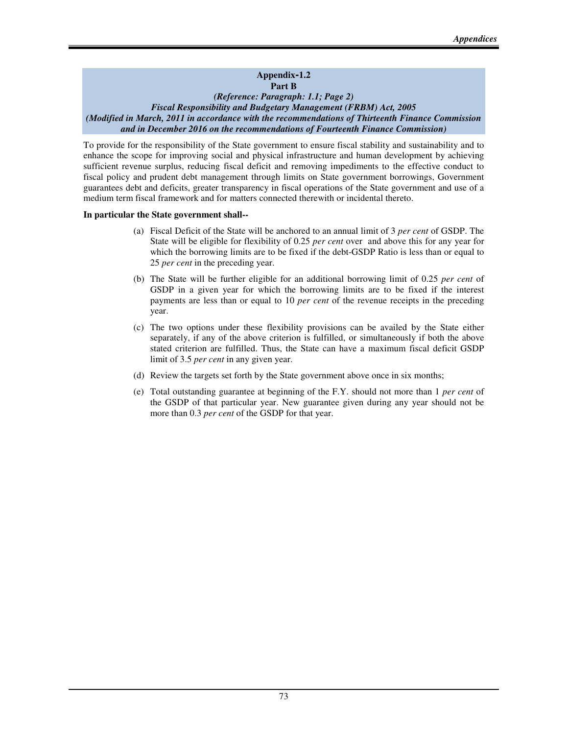## Appendix-1.2
### Part B

*(Reference: Paragraph: 1.1; Page 2)*

***Fiscal Responsibility and Budgetary Management (FRBM) Act, 2005***

***(Modified in March, 2011 in accordance with the recommendations of Thirteenth Finance Commission and in December 2016 on the recommendations of Fourteenth Finance Commission)***

To provide for the responsibility of the State government to ensure fiscal stability and sustainability and to enhance the scope for improving social and physical infrastructure and human development by achieving sufficient revenue surplus, reducing fiscal deficit and removing impediments to the effective conduct to fiscal policy and prudent debt management through limits on State government borrowings, Government guarantees debt and deficits, greater transparency in fiscal operations of the State government and use of a medium term fiscal framework and for matters connected therewith or incidental thereto.

**In particular the State government shall--**

(a) Fiscal Deficit of the State will be anchored to an annual limit of 3 *per cent* of GSDP. The State will be eligible for flexibility of 0.25 *per cent* over and above this for any year for which the borrowing limits are to be fixed if the debt-GSDP Ratio is less than or equal to 25 *per cent* in the preceding year.

(b) The State will be further eligible for an additional borrowing limit of 0.25 *per cent* of GSDP in a given year for which the borrowing limits are to be fixed if the interest payments are less than or equal to 10 *per cent* of the revenue receipts in the preceding year.

(c) The two options under these flexibility provisions can be availed by the State either separately, if any of the above criterion is fulfilled, or simultaneously if both the above stated criterion are fulfilled. Thus, the State can have a maximum fiscal deficit GSDP limit of 3.5 *per cent* in any given year.

(d) Review the targets set forth by the State government above once in six months;

(e) Total outstanding guarantee at beginning of the F.Y. should not more than 1 *per cent* of the GSDP of that particular year. New guarantee given during any year should not be more than 0.3 *per cent* of the GSDP for that year.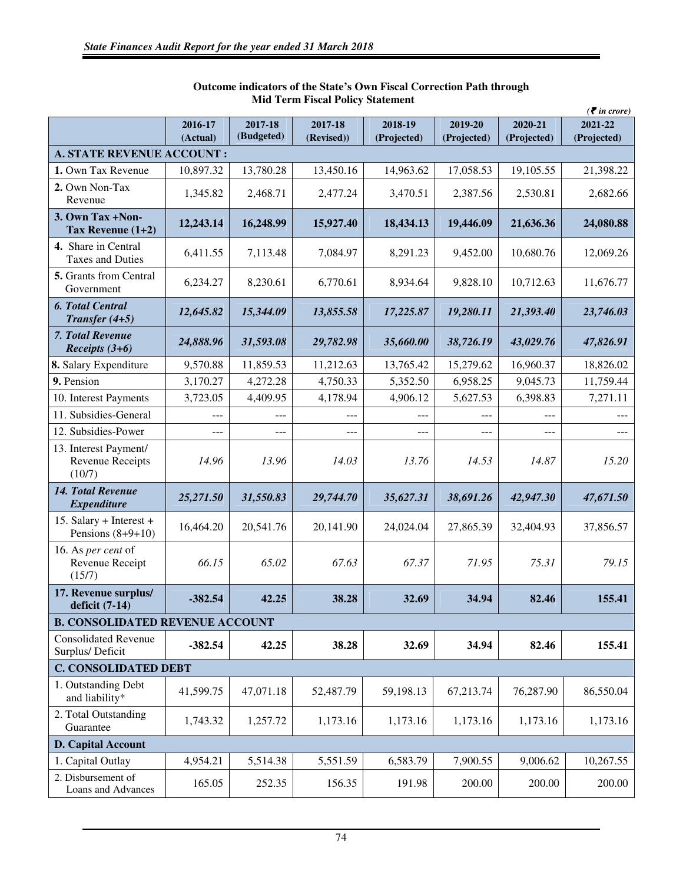**Outcome indicators of the State's Own Fiscal Correction Path through Mid Term Fiscal Policy Statement**

*(₹ in crore)*

| | 2016-17 (Actual) | 2017-18 (Budgeted) | 2017-18 (Revised)) | 2018-19 (Projected) | 2019-20 (Projected) | 2020-21 (Projected) | 2021-22 (Projected) |
|---|---|---|---|---|---|---|---|
| **A. STATE REVENUE ACCOUNT :** | | | | | | | |
| **1.** Own Tax Revenue | 10,897.32 | 13,780.28 | 13,450.16 | 14,963.62 | 17,058.53 | 19,105.55 | 21,398.22 |
| **2.** Own Non-Tax Revenue | 1,345.82 | 2,468.71 | 2,477.24 | 3,470.51 | 2,387.56 | 2,530.81 | 2,682.66 |
| **3. Own Tax +Non-Tax Revenue (1+2)** | **12,243.14** | **16,248.99** | **15,927.40** | **18,434.13** | **19,446.09** | **21,636.36** | **24,080.88** |
| **4.** Share in Central Taxes and Duties | 6,411.55 | 7,113.48 | 7,084.97 | 8,291.23 | 9,452.00 | 10,680.76 | 12,069.26 |
| **5.** Grants from Central Government | 6,234.27 | 8,230.61 | 6,770.61 | 8,934.64 | 9,828.10 | 10,712.63 | 11,676.77 |
| ***6. Total Central Transfer (4+5)*** | ***12,645.82*** | ***15,344.09*** | ***13,855.58*** | ***17,225.87*** | ***19,280.11*** | ***21,393.40*** | ***23,746.03*** |
| ***7. Total Revenue Receipts (3+6)*** | ***24,888.96*** | ***31,593.08*** | ***29,782.98*** | ***35,660.00*** | ***38,726.19*** | ***43,029.76*** | ***47,826.91*** |
| **8.** Salary Expenditure | 9,570.88 | 11,859.53 | 11,212.63 | 13,765.42 | 15,279.62 | 16,960.37 | 18,826.02 |
| **9.** Pension | 3,170.27 | 4,272.28 | 4,750.33 | 5,352.50 | 6,958.25 | 9,045.73 | 11,759.44 |
| 10. Interest Payments | 3,723.05 | 4,409.95 | 4,178.94 | 4,906.12 | 5,627.53 | 6,398.83 | 7,271.11 |
| 11. Subsidies-General | --- | --- | --- | --- | --- | --- | --- |
| 12. Subsidies-Power | --- | --- | --- | --- | --- | --- | --- |
| 13. Interest Payment/ Revenue Receipts (10/7) | *14.96* | *13.96* | *14.03* | *13.76* | *14.53* | *14.87* | *15.20* |
| ***14. Total Revenue Expenditure*** | ***25,271.50*** | ***31,550.83*** | ***29,744.70*** | ***35,627.31*** | ***38,691.26*** | ***42,947.30*** | ***47,671.50*** |
| 15. Salary + Interest + Pensions (8+9+10) | 16,464.20 | 20,541.76 | 20,141.90 | 24,024.04 | 27,865.39 | 32,404.93 | 37,856.57 |
| 16. As *per cent* of Revenue Receipt (15/7) | *66.15* | *65.02* | *67.63* | *67.37* | *71.95* | *75.31* | *79.15* |
| **17. Revenue surplus/ deficit (7-14)** | **-382.54** | **42.25** | **38.28** | **32.69** | **34.94** | **82.46** | **155.41** |
| **B. CONSOLIDATED REVENUE ACCOUNT** | | | | | | | |
| Consolidated Revenue Surplus/ Deficit | **-382.54** | **42.25** | **38.28** | **32.69** | **34.94** | **82.46** | **155.41** |
| **C. CONSOLIDATED DEBT** | | | | | | | |
| 1. Outstanding Debt and liability* | 41,599.75 | 47,071.18 | 52,487.79 | 59,198.13 | 67,213.74 | 76,287.90 | 86,550.04 |
| 2. Total Outstanding Guarantee | 1,743.32 | 1,257.72 | 1,173.16 | 1,173.16 | 1,173.16 | 1,173.16 | 1,173.16 |
| **D. Capital Account** | | | | | | | |
| 1. Capital Outlay | 4,954.21 | 5,514.38 | 5,551.59 | 6,583.79 | 7,900.55 | 9,006.62 | 10,267.55 |
| 2. Disbursement of Loans and Advances | 165.05 | 252.35 | 156.35 | 191.98 | 200.00 | 200.00 | 200.00 |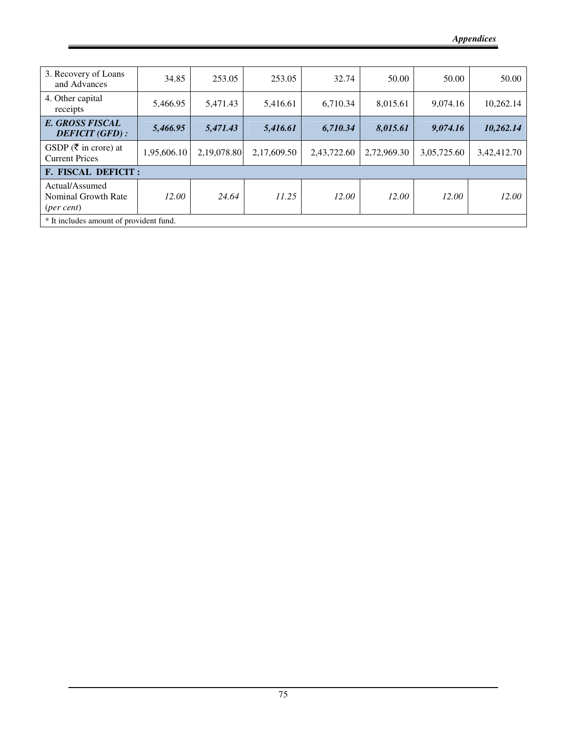| | | | | | | | |
|---|---|---|---|---|---|---|---|
| 3. Recovery of Loans and Advances | 34.85 | 253.05 | 253.05 | 32.74 | 50.00 | 50.00 | 50.00 |
| 4. Other capital receipts | 5,466.95 | 5,471.43 | 5,416.61 | 6,710.34 | 8,015.61 | 9,074.16 | 10,262.14 |
| ***E. GROSS FISCAL DEFICIT (GFD) :*** | ***5,466.95*** | ***5,471.43*** | ***5,416.61*** | ***6,710.34*** | ***8,015.61*** | ***9,074.16*** | ***10,262.14*** |
| GSDP (₹ in crore) at Current Prices | 1,95,606.10 | 2,19,078.80 | 2,17,609.50 | 2,43,722.60 | 2,72,969.30 | 3,05,725.60 | 3,42,412.70 |
| **F. FISCAL DEFICIT :** | | | | | | | |
| Actual/Assumed Nominal Growth Rate (*per cent*) | *12.00* | *24.64* | *11.25* | *12.00* | *12.00* | *12.00* | *12.00* |
| * It includes amount of provident fund. | | | | | | | |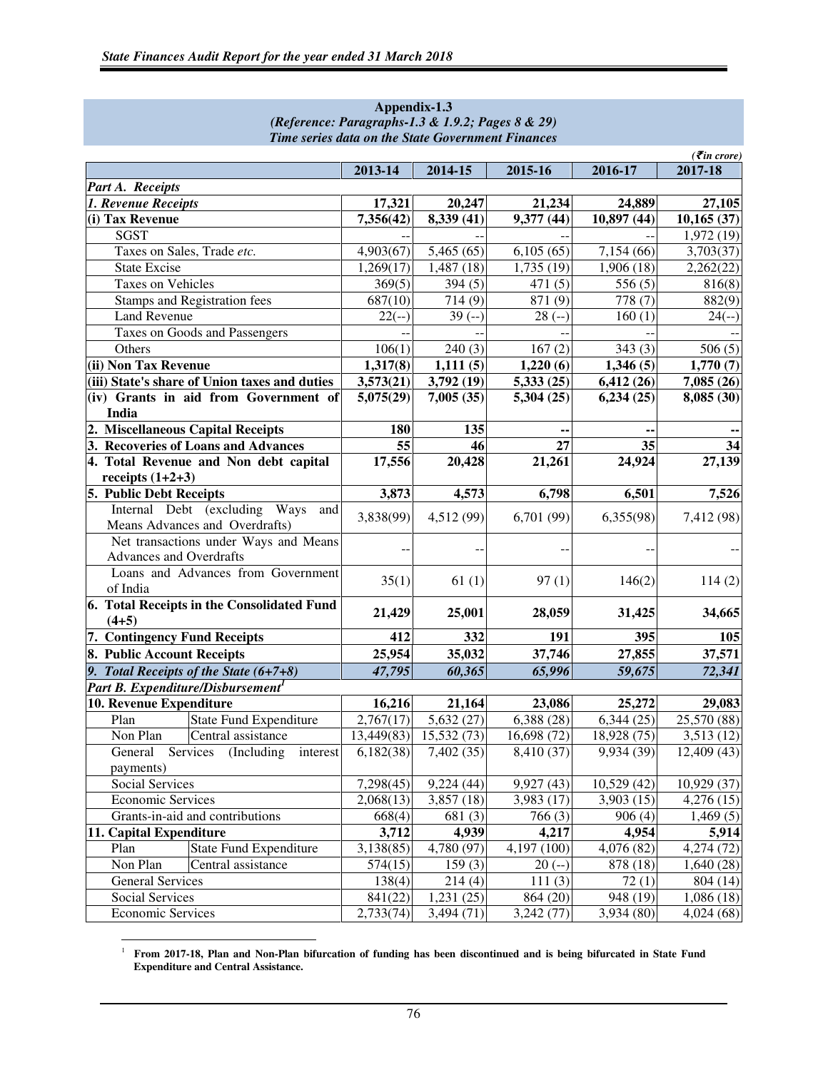**Appendix-1.3**
***(Reference: Paragraphs-1.3 & 1.9.2; Pages 8 & 29)***
***Time series data on the State Government Finances***

*(₹in crore)*

| | | 2013-14 | 2014-15 | 2015-16 | 2016-17 | 2017-18 |
|---|---|---|---|---|---|---|
| ***Part A. Receipts*** | | | | | | |
| ***1. Revenue Receipts*** | | **17,321** | **20,247** | **21,234** | **24,889** | **27,105** |
| **(i) Tax Revenue** | | **7,356(42)** | **8,339 (41)** | **9,377 (44)** | **10,897 (44)** | **10,165 (37)** |
| SGST | | -- | -- | -- | -- | 1,972 (19) |
| Taxes on Sales, Trade *etc.* | | 4,903(67) | 5,465 (65) | 6,105 (65) | 7,154 (66) | 3,703(37) |
| State Excise | | 1,269(17) | 1,487 (18) | 1,735 (19) | 1,906 (18) | 2,262(22) |
| Taxes on Vehicles | | 369(5) | 394 (5) | 471 (5) | 556 (5) | 816(8) |
| Stamps and Registration fees | | 687(10) | 714 (9) | 871 (9) | 778 (7) | 882(9) |
| Land Revenue | | 22(--) | 39 (--) | 28 (--) | 160 (1) | 24(--) |
| Taxes on Goods and Passengers | | -- | -- | -- | -- | -- |
| Others | | 106(1) | 240 (3) | 167 (2) | 343 (3) | 506 (5) |
| **(ii) Non Tax Revenue** | | **1,317(8)** | **1,111 (5)** | **1,220 (6)** | **1,346 (5)** | **1,770 (7)** |
| **(iii) State's share of Union taxes and duties** | | **3,573(21)** | **3,792 (19)** | **5,333 (25)** | **6,412 (26)** | **7,085 (26)** |
| **(iv) Grants in aid from Government of India** | | **5,075(29)** | **7,005 (35)** | **5,304 (25)** | **6,234 (25)** | **8,085 (30)** |
| **2. Miscellaneous Capital Receipts** | | **180** | **135** | **--** | **--** | **--** |
| **3. Recoveries of Loans and Advances** | | **55** | **46** | **27** | **35** | **34** |
| **4. Total Revenue and Non debt capital receipts (1+2+3)** | | **17,556** | **20,428** | **21,261** | **24,924** | **27,139** |
| **5. Public Debt Receipts** | | **3,873** | **4,573** | **6,798** | **6,501** | **7,526** |
| Internal Debt (excluding Ways and Means Advances and Overdrafts) | | 3,838(99) | 4,512 (99) | 6,701 (99) | 6,355(98) | 7,412 (98) |
| Net transactions under Ways and Means Advances and Overdrafts | | -- | -- | -- | -- | -- |
| Loans and Advances from Government of India | | 35(1) | 61 (1) | 97 (1) | 146(2) | 114 (2) |
| **6. Total Receipts in the Consolidated Fund (4+5)** | | **21,429** | **25,001** | **28,059** | **31,425** | **34,665** |
| **7. Contingency Fund Receipts** | | **412** | **332** | **191** | **395** | **105** |
| **8. Public Account Receipts** | | **25,954** | **35,032** | **37,746** | **27,855** | **37,571** |
| ***9. Total Receipts of the State (6+7+8)*** | | ***47,795*** | ***60,365*** | ***65,996*** | ***59,675*** | ***72,341*** |
| ***Part B. Expenditure/Disbursement[1]*** | | | | | | |
| **10. Revenue Expenditure** | | **16,216** | **21,164** | **23,086** | **25,272** | **29,083** |
| Plan | State Fund Expenditure | 2,767(17) | 5,632 (27) | 6,388 (28) | 6,344 (25) | 25,570 (88) |
| Non Plan | Central assistance | 13,449(83) | 15,532 (73) | 16,698 (72) | 18,928 (75) | 3,513 (12) |
| General Services (Including interest payments) | | 6,182(38) | 7,402 (35) | 8,410 (37) | 9,934 (39) | 12,409 (43) |
| Social Services | | 7,298(45) | 9,224 (44) | 9,927 (43) | 10,529 (42) | 10,929 (37) |
| Economic Services | | 2,068(13) | 3,857 (18) | 3,983 (17) | 3,903 (15) | 4,276 (15) |
| Grants-in-aid and contributions | | 668(4) | 681 (3) | 766 (3) | 906 (4) | 1,469 (5) |
| **11. Capital Expenditure** | | **3,712** | **4,939** | **4,217** | **4,954** | **5,914** |
| Plan | State Fund Expenditure | 3,138(85) | 4,780 (97) | 4,197 (100) | 4,076 (82) | 4,274 (72) |
| Non Plan | Central assistance | 574(15) | 159 (3) | 20 (--) | 878 (18) | 1,640 (28) |
| General Services | | 138(4) | 214 (4) | 111 (3) | 72 (1) | 804 (14) |
| Social Services | | 841(22) | 1,231 (25) | 864 (20) | 948 (19) | 1,086 (18) |
| Economic Services | | 2,733(74) | 3,494 (71) | 3,242 (77) | 3,934 (80) | 4,024 (68) |

[1] **From 2017-18, Plan and Non-Plan bifurcation of funding has been discontinued and is being bifurcated in State Fund Expenditure and Central Assistance.**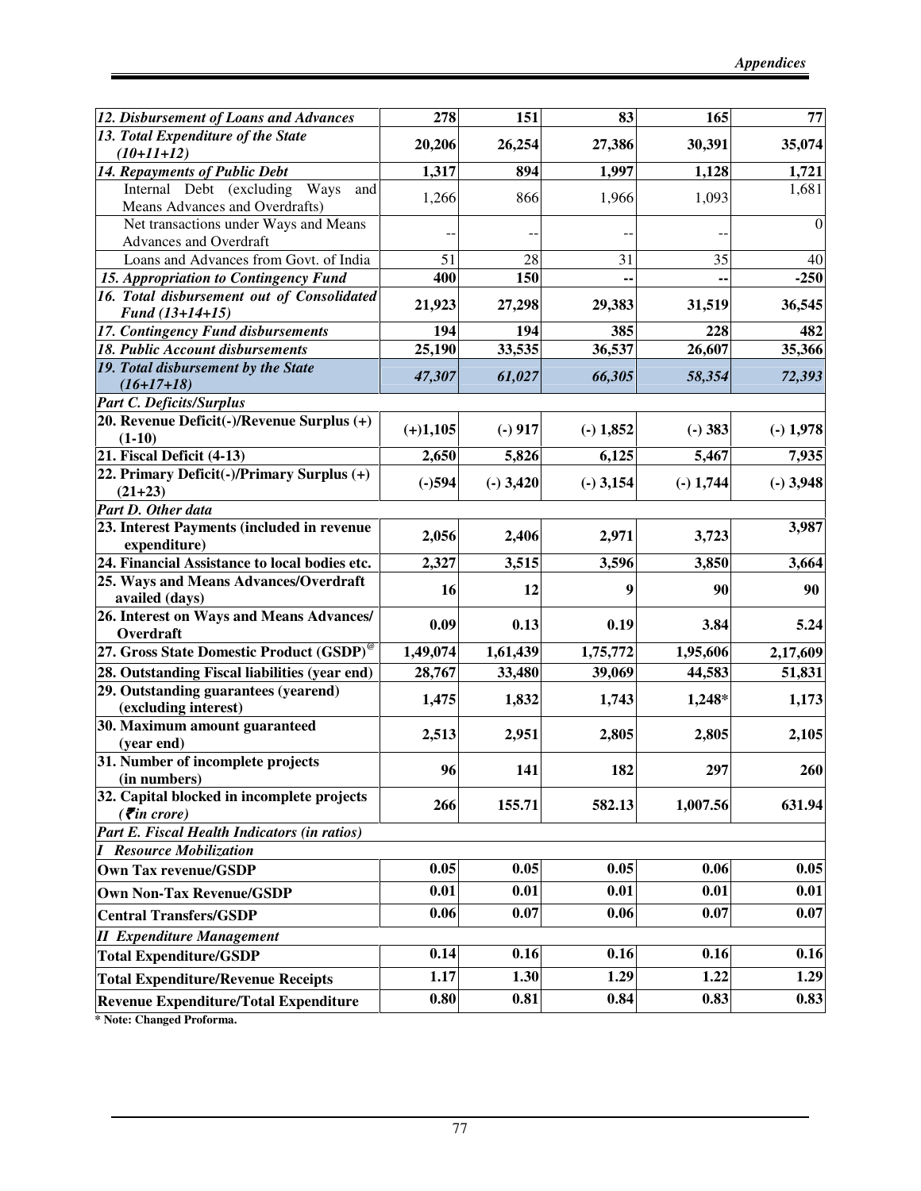| | | | | | |
|---|---|---|---|---|---|
| ***12. Disbursement of Loans and Advances*** | **278** | **151** | **83** | **165** | **77** |
| ***13. Total Expenditure of the State (10+11+12)*** | **20,206** | **26,254** | **27,386** | **30,391** | **35,074** |
| ***14. Repayments of Public Debt*** | **1,317** | **894** | **1,997** | **1,128** | **1,721** |
| Internal Debt (excluding Ways and Means Advances and Overdrafts) | 1,266 | 866 | 1,966 | 1,093 | 1,681 |
| Net transactions under Ways and Means Advances and Overdraft | -- | -- | -- | -- | 0 |
| Loans and Advances from Govt. of India | 51 | 28 | 31 | 35 | 40 |
| ***15. Appropriation to Contingency Fund*** | **400** | **150** | **--** | **--** | **-250** |
| ***16. Total disbursement out of Consolidated Fund (13+14+15)*** | **21,923** | **27,298** | **29,383** | **31,519** | **36,545** |
| ***17. Contingency Fund disbursements*** | **194** | **194** | **385** | **228** | **482** |
| ***18. Public Account disbursements*** | **25,190** | **33,535** | **36,537** | **26,607** | **35,366** |
| ***19. Total disbursement by the State (16+17+18)*** | ***47,307*** | ***61,027*** | ***66,305*** | ***58,354*** | ***72,393*** |
| ***Part C. Deficits/Surplus*** | | | | | |
| **20. Revenue Deficit(-)/Revenue Surplus (+) (1-10)** | **(+)1,105** | **(-) 917** | **(-) 1,852** | **(-) 383** | **(-) 1,978** |
| **21. Fiscal Deficit (4-13)** | **2,650** | **5,826** | **6,125** | **5,467** | **7,935** |
| **22. Primary Deficit(-)/Primary Surplus (+) (21+23)** | **(-)594** | **(-) 3,420** | **(-) 3,154** | **(-) 1,744** | **(-) 3,948** |
| ***Part D. Other data*** | | | | | |
| **23. Interest Payments (included in revenue expenditure)** | **2,056** | **2,406** | **2,971** | **3,723** | **3,987** |
| **24. Financial Assistance to local bodies etc.** | **2,327** | **3,515** | **3,596** | **3,850** | **3,664** |
| **25. Ways and Means Advances/Overdraft availed (days)** | **16** | **12** | **9** | **90** | **90** |
| **26. Interest on Ways and Means Advances/ Overdraft** | **0.09** | **0.13** | **0.19** | **3.84** | **5.24** |
| **27. Gross State Domestic Product (GSDP)[@]** | **1,49,074** | **1,61,439** | **1,75,772** | **1,95,606** | **2,17,609** |
| **28. Outstanding Fiscal liabilities (year end)** | **28,767** | **33,480** | **39,069** | **44,583** | **51,831** |
| **29. Outstanding guarantees (yearend) (excluding interest)** | **1,475** | **1,832** | **1,743** | **1,248*** | **1,173** |
| **30. Maximum amount guaranteed (year end)** | **2,513** | **2,951** | **2,805** | **2,805** | **2,105** |
| **31. Number of incomplete projects (in numbers)** | **96** | **141** | **182** | **297** | **260** |
| **32. Capital blocked in incomplete projects (₹ in crore)** | **266** | **155.71** | **582.13** | **1,007.56** | **631.94** |
| ***Part E. Fiscal Health Indicators (in ratios)*** | | | | | |
| ***I Resource Mobilization*** | | | | | |
| **Own Tax revenue/GSDP** | **0.05** | **0.05** | **0.05** | **0.06** | **0.05** |
| **Own Non-Tax Revenue/GSDP** | **0.01** | **0.01** | **0.01** | **0.01** | **0.01** |
| **Central Transfers/GSDP** | **0.06** | **0.07** | **0.06** | **0.07** | **0.07** |
| ***II Expenditure Management*** | | | | | |
| **Total Expenditure/GSDP** | **0.14** | **0.16** | **0.16** | **0.16** | **0.16** |
| **Total Expenditure/Revenue Receipts** | **1.17** | **1.30** | **1.29** | **1.22** | **1.29** |
| **Revenue Expenditure/Total Expenditure** | **0.80** | **0.81** | **0.84** | **0.83** | **0.83** |

**\* Note: Changed Proforma.**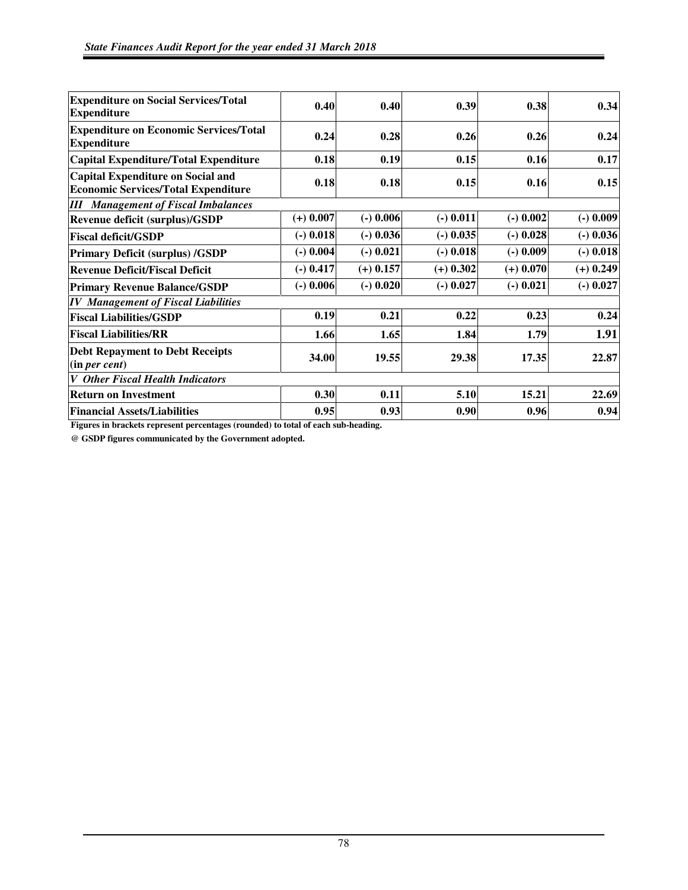| | | | | | |
|---|---|---|---|---|---|
| **Expenditure on Social Services/Total Expenditure** | **0.40** | **0.40** | **0.39** | **0.38** | **0.34** |
| **Expenditure on Economic Services/Total Expenditure** | **0.24** | **0.28** | **0.26** | **0.26** | **0.24** |
| **Capital Expenditure/Total Expenditure** | **0.18** | **0.19** | **0.15** | **0.16** | **0.17** |
| **Capital Expenditure on Social and Economic Services/Total Expenditure** | **0.18** | **0.18** | **0.15** | **0.16** | **0.15** |
| ***III Management of Fiscal Imbalances*** | | | | | |
| **Revenue deficit (surplus)/GSDP** | **(+) 0.007** | **(-) 0.006** | **(-) 0.011** | **(-) 0.002** | **(-) 0.009** |
| **Fiscal deficit/GSDP** | **(-) 0.018** | **(-) 0.036** | **(-) 0.035** | **(-) 0.028** | **(-) 0.036** |
| **Primary Deficit (surplus) /GSDP** | **(-) 0.004** | **(-) 0.021** | **(-) 0.018** | **(-) 0.009** | **(-) 0.018** |
| **Revenue Deficit/Fiscal Deficit** | **(-) 0.417** | **(+) 0.157** | **(+) 0.302** | **(+) 0.070** | **(+) 0.249** |
| **Primary Revenue Balance/GSDP** | **(-) 0.006** | **(-) 0.020** | **(-) 0.027** | **(-) 0.021** | **(-) 0.027** |
| ***IV Management of Fiscal Liabilities*** | | | | | |
| **Fiscal Liabilities/GSDP** | **0.19** | **0.21** | **0.22** | **0.23** | **0.24** |
| **Fiscal Liabilities/RR** | **1.66** | **1.65** | **1.84** | **1.79** | **1.91** |
| **Debt Repayment to Debt Receipts (in *per cent*)** | **34.00** | **19.55** | **29.38** | **17.35** | **22.87** |
| ***V Other Fiscal Health Indicators*** | | | | | |
| **Return on Investment** | **0.30** | **0.11** | **5.10** | **15.21** | **22.69** |
| **Financial Assets/Liabilities** | **0.95** | **0.93** | **0.90** | **0.96** | **0.94** |

**Figures in brackets represent percentages (rounded) to total of each sub-heading.**

**@ GSDP figures communicated by the Government adopted.**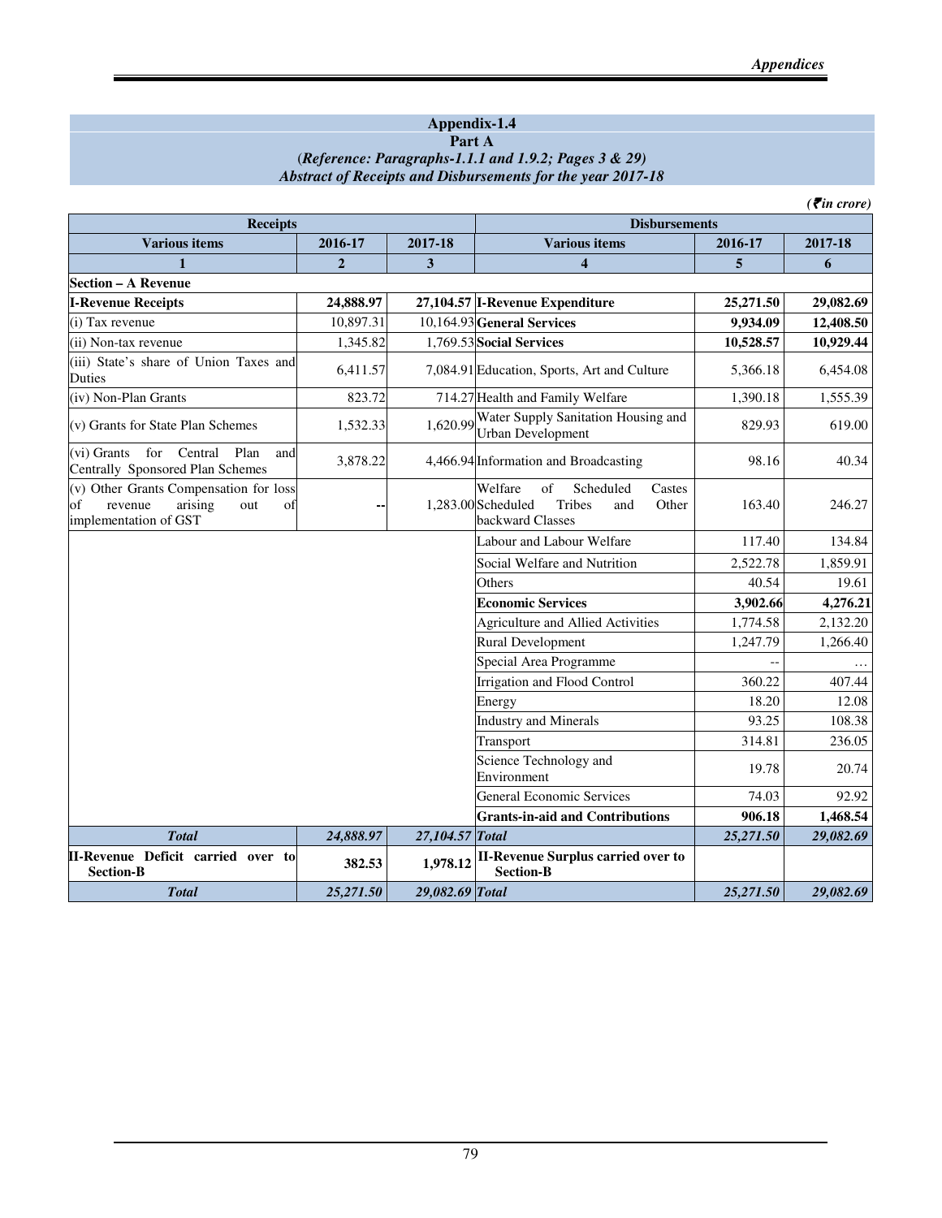## Appendix-1.4
### Part A
(*Reference: Paragraphs-1.1.1 and 1.9.2; Pages 3 & 29*)
***Abstract of Receipts and Disbursements for the year 2017-18***

*(₹in crore)*

| Receipts | | | Disbursements | | |
|---|---|---|---|---|---|
| **Various items** | **2016-17** | **2017-18** | **Various items** | **2016-17** | **2017-18** |
| **1** | **2** | **3** | **4** | **5** | **6** |
| **Section – A Revenue** | | | | | |
| **I-Revenue Receipts** | **24,888.97** | **27,104.57** | **I-Revenue Expenditure** | **25,271.50** | **29,082.69** |
| (i) Tax revenue | 10,897.31 | 10,164.93 | **General Services** | **9,934.09** | **12,408.50** |
| (ii) Non-tax revenue | 1,345.82 | 1,769.53 | **Social Services** | **10,528.57** | **10,929.44** |
| (iii) State's share of Union Taxes and Duties | 6,411.57 | 7,084.91 | Education, Sports, Art and Culture | 5,366.18 | 6,454.08 |
| (iv) Non-Plan Grants | 823.72 | 714.27 | Health and Family Welfare | 1,390.18 | 1,555.39 |
| (v) Grants for State Plan Schemes | 1,532.33 | 1,620.99 | Water Supply Sanitation Housing and Urban Development | 829.93 | 619.00 |
| (vi) Grants for Central Plan and Centrally Sponsored Plan Schemes | 3,878.22 | 4,466.94 | Information and Broadcasting | 98.16 | 40.34 |
| (v) Other Grants Compensation for loss of revenue arising out of implementation of GST | -- | 1,283.00 | Welfare of Scheduled Castes Scheduled Tribes and Other backward Classes | 163.40 | 246.27 |
| | | | Labour and Labour Welfare | 117.40 | 134.84 |
| | | | Social Welfare and Nutrition | 2,522.78 | 1,859.91 |
| | | | Others | 40.54 | 19.61 |
| | | | **Economic Services** | **3,902.66** | **4,276.21** |
| | | | Agriculture and Allied Activities | 1,774.58 | 2,132.20 |
| | | | Rural Development | 1,247.79 | 1,266.40 |
| | | | Special Area Programme | -- | … |
| | | | Irrigation and Flood Control | 360.22 | 407.44 |
| | | | Energy | 18.20 | 12.08 |
| | | | Industry and Minerals | 93.25 | 108.38 |
| | | | Transport | 314.81 | 236.05 |
| | | | Science Technology and Environment | 19.78 | 20.74 |
| | | | General Economic Services | 74.03 | 92.92 |
| | | | **Grants-in-aid and Contributions** | **906.18** | **1,468.54** |
| ***Total*** | ***24,888.97*** | ***27,104.57*** | ***Total*** | ***25,271.50*** | ***29,082.69*** |
| **II-Revenue Deficit carried over to Section-B** | **382.53** | **1,978.12** | **II-Revenue Surplus carried over to Section-B** | | |
| ***Total*** | ***25,271.50*** | ***29,082.69*** | ***Total*** | ***25,271.50*** | ***29,082.69*** |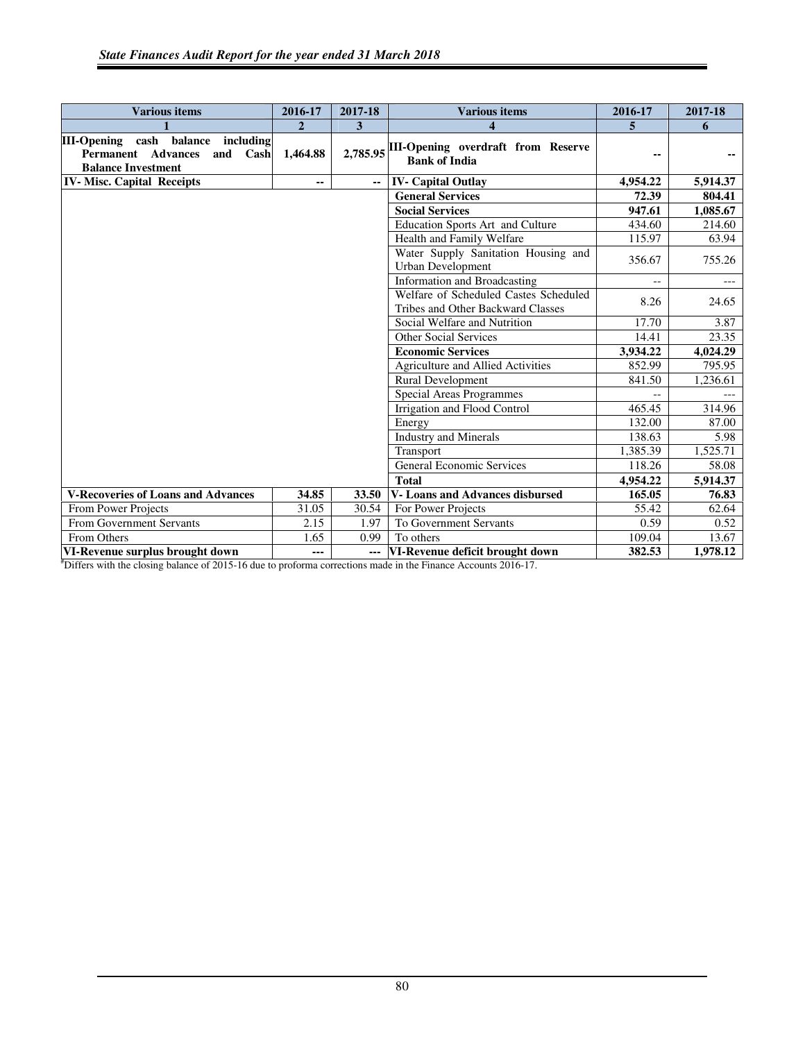| Various items | 2016-17 | 2017-18 | Various items | 2016-17 | 2017-18 |
|---|---|---|---|---|---|
| 1 | 2 | 3 | 4 | 5 | 6 |
| **III-Opening cash balance including Permanent Advances and Cash Balance Investment** | **1,464.88** | **2,785.95** | **III-Opening overdraft from Reserve Bank of India** | **--** | **--** |
| **IV- Misc. Capital Receipts** | **--** | **--** | **IV- Capital Outlay** | **4,954.22** | **5,914.37** |
| | | | **General Services** | **72.39** | **804.41** |
| | | | **Social Services** | **947.61** | **1,085.67** |
| | | | Education Sports Art and Culture | 434.60 | 214.60 |
| | | | Health and Family Welfare | 115.97 | 63.94 |
| | | | Water Supply Sanitation Housing and Urban Development | 356.67 | 755.26 |
| | | | Information and Broadcasting | -- | --- |
| | | | Welfare of Scheduled Castes Scheduled Tribes and Other Backward Classes | 8.26 | 24.65 |
| | | | Social Welfare and Nutrition | 17.70 | 3.87 |
| | | | Other Social Services | 14.41 | 23.35 |
| | | | **Economic Services** | **3,934.22** | **4,024.29** |
| | | | Agriculture and Allied Activities | 852.99 | 795.95 |
| | | | Rural Development | 841.50 | 1,236.61 |
| | | | Special Areas Programmes | -- | --- |
| | | | Irrigation and Flood Control | 465.45 | 314.96 |
| | | | Energy | 132.00 | 87.00 |
| | | | Industry and Minerals | 138.63 | 5.98 |
| | | | Transport | 1,385.39 | 1,525.71 |
| | | | General Economic Services | 118.26 | 58.08 |
| | | | **Total** | **4,954.22** | **5,914.37** |
| **V-Recoveries of Loans and Advances** | **34.85** | **33.50** | **V- Loans and Advances disbursed** | **165.05** | **76.83** |
| From Power Projects | 31.05 | 30.54 | For Power Projects | 55.42 | 62.64 |
| From Government Servants | 2.15 | 1.97 | To Government Servants | 0.59 | 0.52 |
| From Others | 1.65 | 0.99 | To others | 109.04 | 13.67 |
| **VI-Revenue surplus brought down** | **---** | **---** | **VI-Revenue deficit brought down** | **382.53** | **1,978.12** |

# Differs with the closing balance of 2015-16 due to proforma corrections made in the Finance Accounts 2016-17.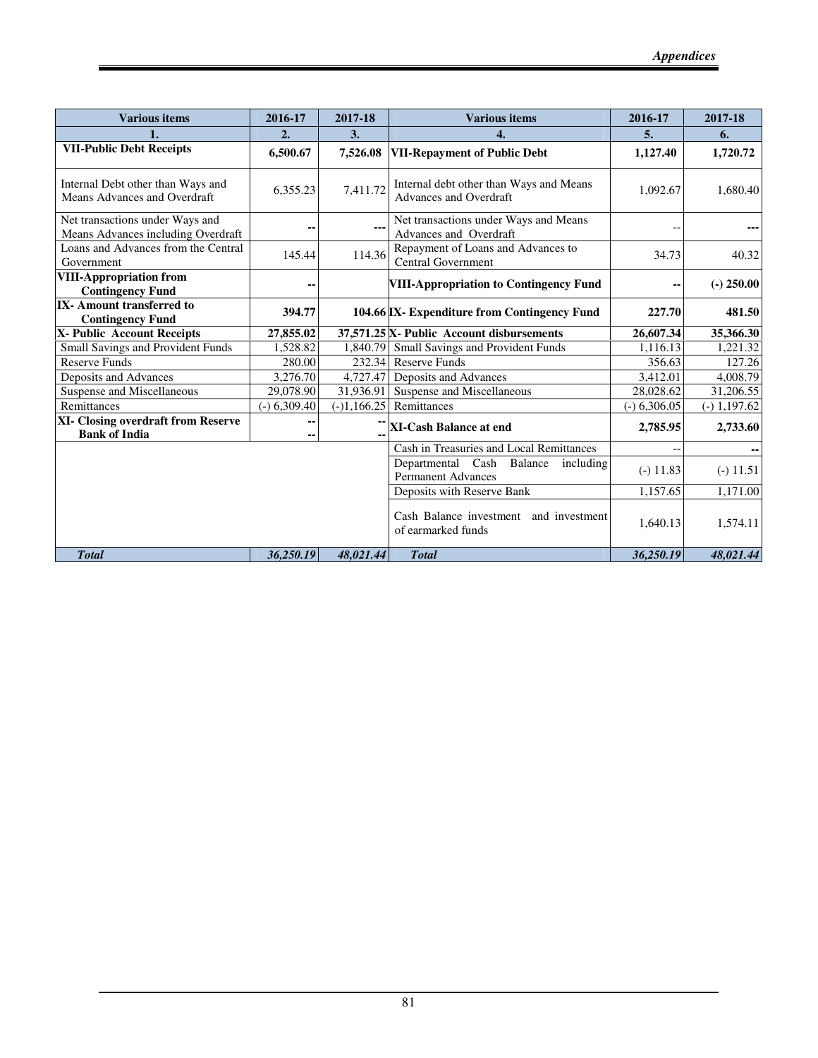| Various items | 2016-17 | 2017-18 | Various items | 2016-17 | 2017-18 |
|---|---|---|---|---|---|
| 1. | 2. | 3. | 4. | 5. | 6. |
| **VII-Public Debt Receipts** | **6,500.67** | **7,526.08** | **VII-Repayment of Public Debt** | **1,127.40** | **1,720.72** |
| Internal Debt other than Ways and Means Advances and Overdraft | 6,355.23 | 7,411.72 | Internal debt other than Ways and Means Advances and Overdraft | 1,092.67 | 1,680.40 |
| Net transactions under Ways and Means Advances including Overdraft | -- | --- | Net transactions under Ways and Means Advances and Overdraft | -- | --- |
| Loans and Advances from the Central Government | 145.44 | 114.36 | Repayment of Loans and Advances to Central Government | 34.73 | 40.32 |
| **VIII-Appropriation from Contingency Fund** | -- | | **VIII-Appropriation to Contingency Fund** | -- | **(-) 250.00** |
| **IX- Amount transferred to Contingency Fund** | **394.77** | **104.66** | **IX- Expenditure from Contingency Fund** | **227.70** | **481.50** |
| **X- Public Account Receipts** | **27,855.02** | **37,571.25** | **X- Public Account disbursements** | **26,607.34** | **35,366.30** |
| Small Savings and Provident Funds | 1,528.82 | 1,840.79 | Small Savings and Provident Funds | 1,116.13 | 1,221.32 |
| Reserve Funds | 280.00 | 232.34 | Reserve Funds | 356.63 | 127.26 |
| Deposits and Advances | 3,276.70 | 4,727.47 | Deposits and Advances | 3,412.01 | 4,008.79 |
| Suspense and Miscellaneous | 29,078.90 | 31,936.91 | Suspense and Miscellaneous | 28,028.62 | 31,206.55 |
| Remittances | (-) 6,309.40 | (-)1,166.25 | Remittances | (-) 6,306.05 | (-) 1,197.62 |
| **XI- Closing overdraft from Reserve Bank of India** | -- -- | -- -- | **XI-Cash Balance at end** | **2,785.95** | **2,733.60** |
| | | | Cash in Treasuries and Local Remittances | -- | -- |
| | | | Departmental Cash Balance including Permanent Advances | (-) 11.83 | (-) 11.51 |
| | | | Deposits with Reserve Bank | 1,157.65 | 1,171.00 |
| | | | Cash Balance investment and investment of earmarked funds | 1,640.13 | 1,574.11 |
| ***Total*** | ***36,250.19*** | ***48,021.44*** | ***Total*** | ***36,250.19*** | ***48,021.44*** |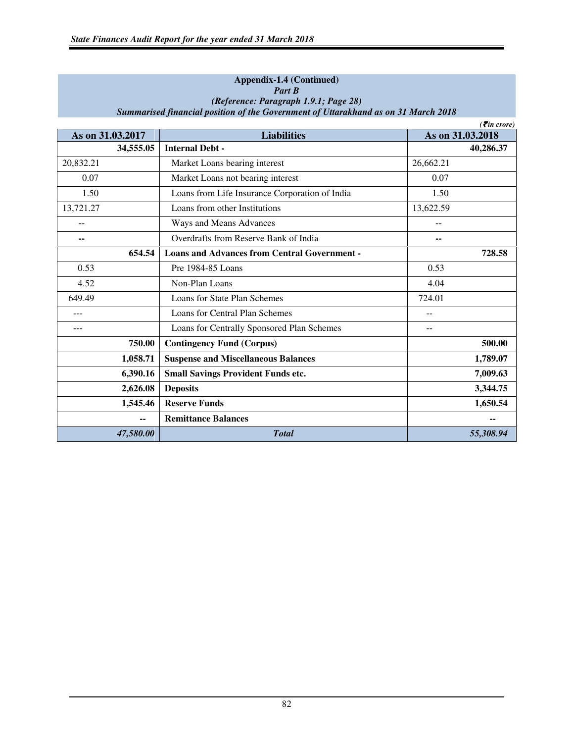**Appendix-1.4 (Continued)**

***Part B***

***(Reference: Paragraph 1.9.1; Page 28)***

***Summarised financial position of the Government of Uttarakhand as on 31 March 2018***

*(₹in crore)*

| As on 31.03.2017 | Liabilities | As on 31.03.2018 |
|---|---|---|
| **34,555.05** | **Internal Debt -** | **40,286.37** |
| 20,832.21 | Market Loans bearing interest | 26,662.21 |
| 0.07 | Market Loans not bearing interest | 0.07 |
| 1.50 | Loans from Life Insurance Corporation of India | 1.50 |
| 13,721.27 | Loans from other Institutions | 13,622.59 |
| -- | Ways and Means Advances | -- |
| -- | Overdrafts from Reserve Bank of India | -- |
| **654.54** | **Loans and Advances from Central Government -** | **728.58** |
| 0.53 | Pre 1984-85 Loans | 0.53 |
| 4.52 | Non-Plan Loans | 4.04 |
| 649.49 | Loans for State Plan Schemes | 724.01 |
| --- | Loans for Central Plan Schemes | -- |
| --- | Loans for Centrally Sponsored Plan Schemes | -- |
| **750.00** | **Contingency Fund (Corpus)** | **500.00** |
| **1,058.71** | **Suspense and Miscellaneous Balances** | **1,789.07** |
| **6,390.16** | **Small Savings Provident Funds etc.** | **7,009.63** |
| **2,626.08** | **Deposits** | **3,344.75** |
| **1,545.46** | **Reserve Funds** | **1,650.54** |
| -- | **Remittance Balances** | -- |
| ***47,580.00*** | ***Total*** | ***55,308.94*** |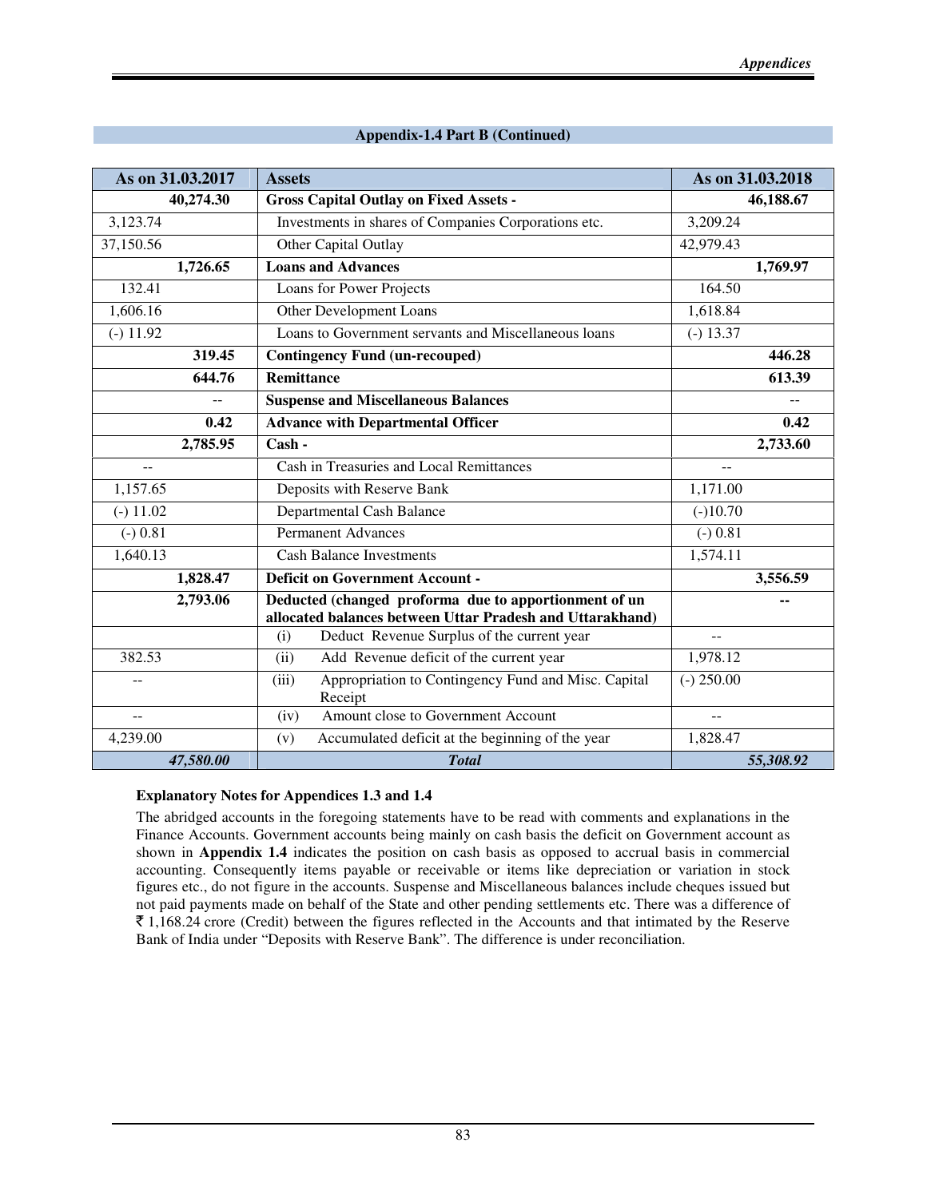**Appendix-1.4 Part B (Continued)**

| As on 31.03.2017 | | Assets | As on 31.03.2018 | |
|---|---|---|---|---|
| | **40,274.30** | **Gross Capital Outlay on Fixed Assets -** | | **46,188.67** |
| 3,123.74 | | Investments in shares of Companies Corporations etc. | 3,209.24 | |
| 37,150.56 | | Other Capital Outlay | 42,979.43 | |
| | **1,726.65** | **Loans and Advances** | | **1,769.97** |
| 132.41 | | Loans for Power Projects | 164.50 | |
| 1,606.16 | | Other Development Loans | 1,618.84 | |
| (-) 11.92 | | Loans to Government servants and Miscellaneous loans | (-) 13.37 | |
| | **319.45** | **Contingency Fund (un-recouped)** | | **446.28** |
| | **644.76** | **Remittance** | | **613.39** |
| | -- | **Suspense and Miscellaneous Balances** | | -- |
| | **0.42** | **Advance with Departmental Officer** | | **0.42** |
| | **2,785.95** | **Cash -** | | **2,733.60** |
| -- | | Cash in Treasuries and Local Remittances | -- | |
| 1,157.65 | | Deposits with Reserve Bank | 1,171.00 | |
| (-) 11.02 | | Departmental Cash Balance | (-)10.70 | |
| (-) 0.81 | | Permanent Advances | (-) 0.81 | |
| 1,640.13 | | Cash Balance Investments | 1,574.11 | |
| | **1,828.47** | **Deficit on Government Account -** | | **3,556.59** |
| | **2,793.06** | **Deducted (changed proforma due to apportionment of un allocated balances between Uttar Pradesh and Uttarakhand)** | | **--** |
| | | (i) Deduct Revenue Surplus of the current year | -- | |
| 382.53 | | (ii) Add Revenue deficit of the current year | 1,978.12 | |
| -- | | (iii) Appropriation to Contingency Fund and Misc. Capital Receipt | (-) 250.00 | |
| -- | | (iv) Amount close to Government Account | -- | |
| 4,239.00 | | (v) Accumulated deficit at the beginning of the year | 1,828.47 | |
| | ***47,580.00*** | ***Total*** | | ***55,308.92*** |

**Explanatory Notes for Appendices 1.3 and 1.4**

The abridged accounts in the foregoing statements have to be read with comments and explanations in the Finance Accounts. Government accounts being mainly on cash basis the deficit on Government account as shown in **Appendix 1.4** indicates the position on cash basis as opposed to accrual basis in commercial accounting. Consequently items payable or receivable or items like depreciation or variation in stock figures etc., do not figure in the accounts. Suspense and Miscellaneous balances include cheques issued but not paid payments made on behalf of the State and other pending settlements etc. There was a difference of ₹ 1,168.24 crore (Credit) between the figures reflected in the Accounts and that intimated by the Reserve Bank of India under "Deposits with Reserve Bank". The difference is under reconciliation.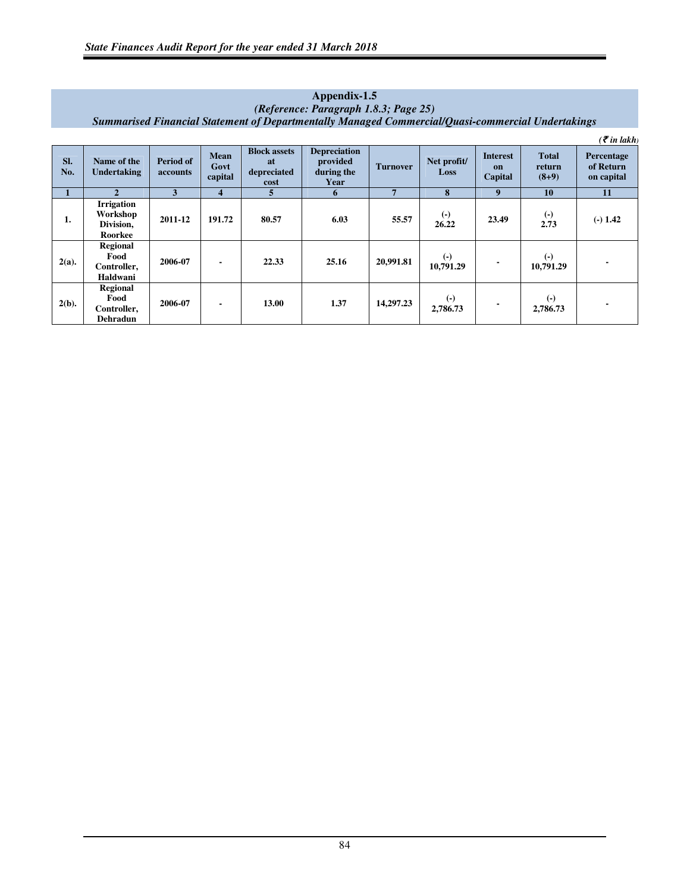## Appendix-1.5

*(Reference: Paragraph 1.8.3; Page 25)*

***Summarised Financial Statement of Departmentally Managed Commercial/Quasi-commercial Undertakings***

*(₹ in lakh)*

| Sl. No. | Name of the Undertaking | Period of accounts | Mean Govt capital | Block assets at depreciated cost | Depreciation provided during the Year | Turnover | Net profit/ Loss | Interest on Capital | Total return (8+9) | Percentage of Return on capital |
|---|---|---|---|---|---|---|---|---|---|---|
| 1 | 2 | 3 | 4 | 5 | 6 | 7 | 8 | 9 | 10 | 11 |
| 1. | Irrigation Workshop Division, Roorkee | 2011-12 | 191.72 | 80.57 | 6.03 | 55.57 | (-) 26.22 | 23.49 | (-) 2.73 | (-) 1.42 |
| 2(a). | Regional Food Controller, Haldwani | 2006-07 | - | 22.33 | 25.16 | 20,991.81 | (-) 10,791.29 | - | (-) 10,791.29 | - |
| 2(b). | Regional Food Controller, Dehradun | 2006-07 | - | 13.00 | 1.37 | 14,297.23 | (-) 2,786.73 | - | (-) 2,786.73 | - |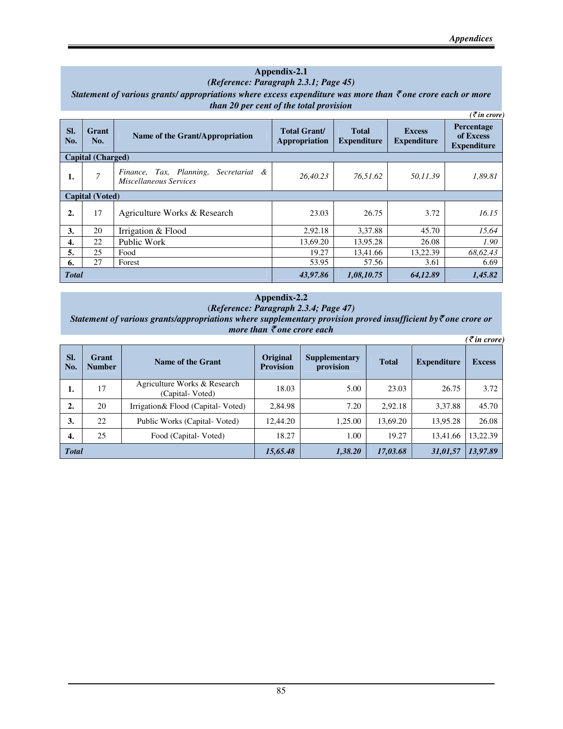## Appendix-2.1

***(Reference: Paragraph 2.3.1; Page 45)***

***Statement of various grants/ appropriations where excess expenditure was more than ₹ one crore each or more than 20 per cent of the total provision***

***(₹ in crore)***

| Sl. No. | Grant No. | Name of the Grant/Appropriation | Total Grant/ Appropriation | Total Expenditure | Excess Expenditure | Percentage of Excess Expenditure |
|---|---|---|---|---|---|---|
| **Capital (Charged)** | | | | | | |
| **1.** | *7* | *Finance, Tax, Planning, Secretariat & Miscellaneous Services* | *26,40.23* | *76,51.62* | *50,11.39* | *1,89.81* |
| **Capital (Voted)** | | | | | | |
| **2.** | 17 | Agriculture Works & Research | 23.03 | 26.75 | 3.72 | *16.15* |
| **3.** | 20 | Irrigation & Flood | 2,92.18 | 3,37.88 | 45.70 | *15.64* |
| **4.** | 22 | Public Work | 13,69.20 | 13,95.28 | 26.08 | *1.90* |
| **5.** | 25 | Food | 19.27 | 13,41.66 | 13,22.39 | *68,62.43* |
| **6.** | 27 | Forest | 53.95 | 57.56 | 3.61 | 6.69 |
| ***Total*** | | | ***43,97.86*** | ***1,08,10.75*** | ***64,12.89*** | ***1,45.82*** |

## Appendix-2.2

***(Reference: Paragraph 2.3.4; Page 47)***

***Statement of various grants/appropriations where supplementary provision proved insufficient by ₹ one crore or more than ₹ one crore each***

***(₹ in crore)***

| Sl. No. | Grant Number | Name of the Grant | Original Provision | Supplementary provision | Total | Expenditure | Excess |
|---|---|---|---|---|---|---|---|
| **1.** | 17 | Agriculture Works & Research (Capital- Voted) | 18.03 | 5.00 | 23.03 | 26.75 | 3.72 |
| **2.** | 20 | Irrigation& Flood (Capital- Voted) | 2,84.98 | 7.20 | 2,92.18 | 3,37.88 | 45.70 |
| **3.** | 22 | Public Works (Capital- Voted) | 12,44.20 | 1,25.00 | 13,69.20 | 13,95.28 | 26.08 |
| **4.** | 25 | Food (Capital- Voted) | 18.27 | 1.00 | 19.27 | 13,41.66 | 13,22.39 |
| ***Total*** | | | ***15,65.48*** | ***1,38.20*** | ***17,03.68*** | ***31,01,57*** | ***13,97.89*** |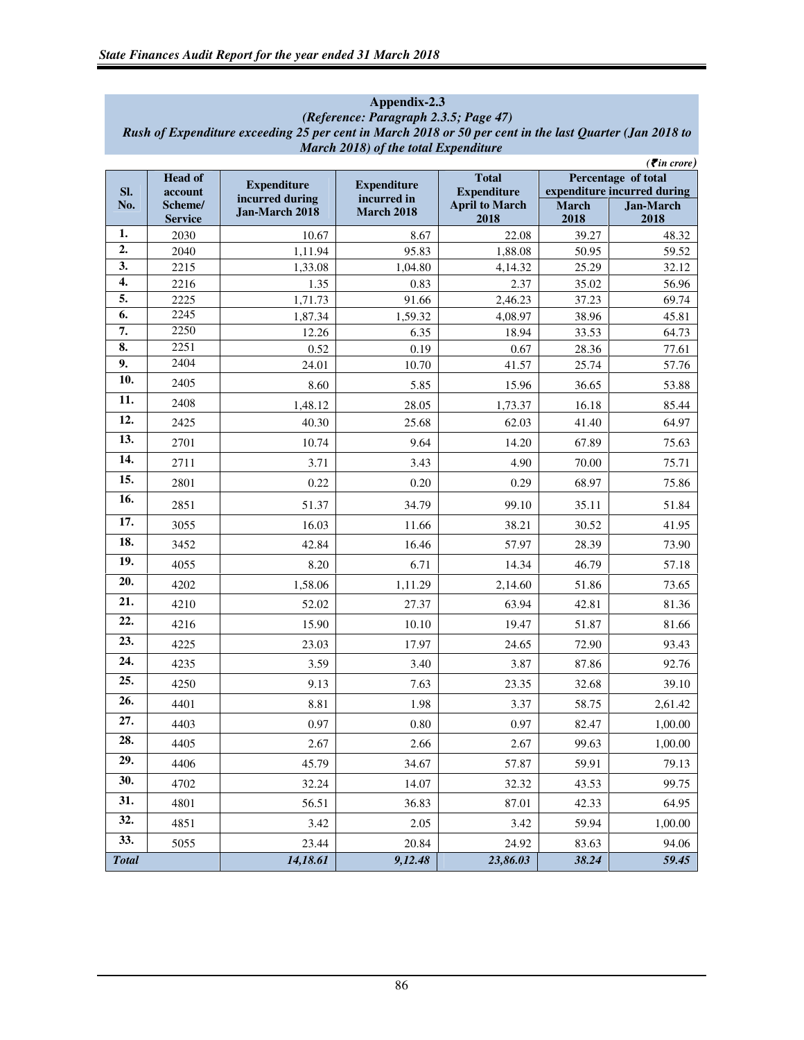## Appendix-2.3

*(Reference: Paragraph 2.3.5; Page 47)*

***Rush of Expenditure exceeding 25 per cent in March 2018 or 50 per cent in the last Quarter (Jan 2018 to March 2018) of the total Expenditure***

*(₹in crore)*

| Sl. No. | Head of account Scheme/ Service | Expenditure incurred during Jan-March 2018 | Expenditure incurred in March 2018 | Total Expenditure April to March 2018 | Percentage of total expenditure incurred during | |
|---|---|---|---|---|---|---|
| | | | | | March 2018 | Jan-March 2018 |
| 1. | 2030 | 10.67 | 8.67 | 22.08 | 39.27 | 48.32 |
| 2. | 2040 | 1,11.94 | 95.83 | 1,88.08 | 50.95 | 59.52 |
| 3. | 2215 | 1,33.08 | 1,04.80 | 4,14.32 | 25.29 | 32.12 |
| 4. | 2216 | 1.35 | 0.83 | 2.37 | 35.02 | 56.96 |
| 5. | 2225 | 1,71.73 | 91.66 | 2,46.23 | 37.23 | 69.74 |
| 6. | 2245 | 1,87.34 | 1,59.32 | 4,08.97 | 38.96 | 45.81 |
| 7. | 2250 | 12.26 | 6.35 | 18.94 | 33.53 | 64.73 |
| 8. | 2251 | 0.52 | 0.19 | 0.67 | 28.36 | 77.61 |
| 9. | 2404 | 24.01 | 10.70 | 41.57 | 25.74 | 57.76 |
| 10. | 2405 | 8.60 | 5.85 | 15.96 | 36.65 | 53.88 |
| 11. | 2408 | 1,48.12 | 28.05 | 1,73.37 | 16.18 | 85.44 |
| 12. | 2425 | 40.30 | 25.68 | 62.03 | 41.40 | 64.97 |
| 13. | 2701 | 10.74 | 9.64 | 14.20 | 67.89 | 75.63 |
| 14. | 2711 | 3.71 | 3.43 | 4.90 | 70.00 | 75.71 |
| 15. | 2801 | 0.22 | 0.20 | 0.29 | 68.97 | 75.86 |
| 16. | 2851 | 51.37 | 34.79 | 99.10 | 35.11 | 51.84 |
| 17. | 3055 | 16.03 | 11.66 | 38.21 | 30.52 | 41.95 |
| 18. | 3452 | 42.84 | 16.46 | 57.97 | 28.39 | 73.90 |
| 19. | 4055 | 8.20 | 6.71 | 14.34 | 46.79 | 57.18 |
| 20. | 4202 | 1,58.06 | 1,11.29 | 2,14.60 | 51.86 | 73.65 |
| 21. | 4210 | 52.02 | 27.37 | 63.94 | 42.81 | 81.36 |
| 22. | 4216 | 15.90 | 10.10 | 19.47 | 51.87 | 81.66 |
| 23. | 4225 | 23.03 | 17.97 | 24.65 | 72.90 | 93.43 |
| 24. | 4235 | 3.59 | 3.40 | 3.87 | 87.86 | 92.76 |
| 25. | 4250 | 9.13 | 7.63 | 23.35 | 32.68 | 39.10 |
| 26. | 4401 | 8.81 | 1.98 | 3.37 | 58.75 | 2,61.42 |
| 27. | 4403 | 0.97 | 0.80 | 0.97 | 82.47 | 1,00.00 |
| 28. | 4405 | 2.67 | 2.66 | 2.67 | 99.63 | 1,00.00 |
| 29. | 4406 | 45.79 | 34.67 | 57.87 | 59.91 | 79.13 |
| 30. | 4702 | 32.24 | 14.07 | 32.32 | 43.53 | 99.75 |
| 31. | 4801 | 56.51 | 36.83 | 87.01 | 42.33 | 64.95 |
| 32. | 4851 | 3.42 | 2.05 | 3.42 | 59.94 | 1,00.00 |
| 33. | 5055 | 23.44 | 20.84 | 24.92 | 83.63 | 94.06 |
| ***Total*** | | ***14,18.61*** | ***9,12.48*** | ***23,86.03*** | ***38.24*** | ***59.45*** |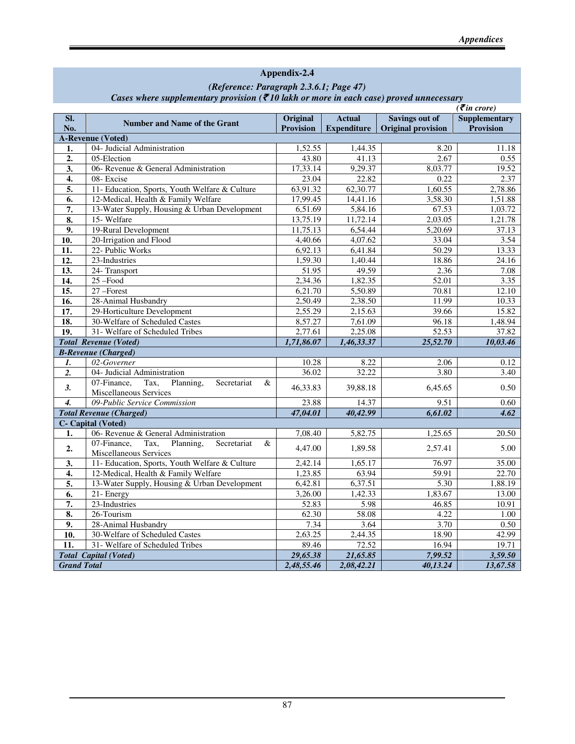## Appendix-2.4

*(Reference: Paragraph 2.3.6.1; Page 47)*

***Cases where supplementary provision (₹10 lakh or more in each case) proved unnecessary***

*(₹in crore)*

| Sl. No. | Number and Name of the Grant | Original Provision | Actual Expenditure | Savings out of Original provision | Supplementary Provision |
|---|---|---|---|---|---|
| **A-Revenue (Voted)** | | | | | |
| **1.** | 04- Judicial Administration | 1,52.55 | 1,44.35 | 8.20 | 11.18 |
| **2.** | 05-Election | 43.80 | 41.13 | 2.67 | 0.55 |
| **3.** | 06- Revenue & General Administration | 17,33.14 | 9,29.37 | 8,03.77 | 19.52 |
| **4.** | 08- Excise | 23.04 | 22.82 | 0.22 | 2.37 |
| **5.** | 11- Education, Sports, Youth Welfare & Culture | 63,91.32 | 62,30.77 | 1,60.55 | 2,78.86 |
| **6.** | 12-Medical, Health & Family Welfare | 17,99.45 | 14,41.16 | 3,58.30 | 1,51.88 |
| **7.** | 13-Water Supply, Housing & Urban Development | 6,51.69 | 5,84.16 | 67.53 | 1,03.72 |
| **8.** | 15- Welfare | 13,75.19 | 11,72.14 | 2,03.05 | 1,21.78 |
| **9.** | 19-Rural Development | 11,75.13 | 6,54.44 | 5,20.69 | 37.13 |
| **10.** | 20-Irrigation and Flood | 4,40.66 | 4,07.62 | 33.04 | 3.54 |
| **11.** | 22- Public Works | 6,92.13 | 6,41.84 | 50.29 | 13.33 |
| **12.** | 23-Industries | 1,59.30 | 1,40.44 | 18.86 | 24.16 |
| **13.** | 24- Transport | 51.95 | 49.59 | 2.36 | 7.08 |
| **14.** | 25 –Food | 2,34.36 | 1,82.35 | 52.01 | 3.35 |
| **15.** | 27 –Forest | 6,21.70 | 5,50.89 | 70.81 | 12.10 |
| **16.** | 28-Animal Husbandry | 2,50.49 | 2,38.50 | 11.99 | 10.33 |
| **17.** | 29-Horticulture Development | 2,55.29 | 2,15.63 | 39.66 | 15.82 |
| **18.** | 30-Welfare of Scheduled Castes | 8,57.27 | 7,61.09 | 96.18 | 1,48.94 |
| **19.** | 31- Welfare of Scheduled Tribes | 2,77.61 | 2,25.08 | 52.53 | 37.82 |
| ***Total Revenue (Voted)*** | | ***1,71,86.07*** | ***1,46,33.37*** | ***25,52.70*** | ***10,03.46*** |
| ***B-Revenue (Charged)*** | | | | | |
| ***1.*** | *02-Governer* | 10.28 | 8.22 | 2.06 | 0.12 |
| ***2.*** | 04- Judicial Administration | 36.02 | 32.22 | 3.80 | 3.40 |
| ***3.*** | 07-Finance, Tax, Planning, Secretariat & Miscellaneous Services | 46,33.83 | 39,88.18 | 6,45.65 | 0.50 |
| ***4.*** | *09-Public Service Commission* | 23.88 | 14.37 | 9.51 | 0.60 |
| ***Total Revenue (Charged)*** | | ***47,04.01*** | ***40,42.99*** | ***6,61.02*** | ***4.62*** |
| **C- Capital (Voted)** | | | | | |
| **1.** | 06- Revenue & General Administration | 7,08.40 | 5,82.75 | 1,25.65 | 20.50 |
| **2.** | 07-Finance, Tax, Planning, Secretariat & Miscellaneous Services | 4,47.00 | 1,89.58 | 2,57.41 | 5.00 |
| **3.** | 11- Education, Sports, Youth Welfare & Culture | 2,42.14 | 1,65.17 | 76.97 | 35.00 |
| **4.** | 12-Medical, Health & Family Welfare | 1,23.85 | 63.94 | 59.91 | 22.70 |
| **5.** | 13-Water Supply, Housing & Urban Development | 6,42.81 | 6,37.51 | 5.30 | 1,88.19 |
| **6.** | 21- Energy | 3,26.00 | 1,42.33 | 1,83.67 | 13.00 |
| **7.** | 23-Industries | 52.83 | 5.98 | 46.85 | 10.91 |
| **8.** | 26-Tourism | 62.30 | 58.08 | 4.22 | 1.00 |
| **9.** | 28-Animal Husbandry | 7.34 | 3.64 | 3.70 | 0.50 |
| **10.** | 30-Welfare of Scheduled Castes | 2,63.25 | 2,44.35 | 18.90 | 42.99 |
| **11.** | 31- Welfare of Scheduled Tribes | 89.46 | 72.52 | 16.94 | 19.71 |
| ***Total Capital (Voted)*** | | ***29,65.38*** | ***21,65.85*** | ***7,99.52*** | ***3,59.50*** |
| ***Grand Total*** | | ***2,48,55.46*** | ***2,08,42.21*** | ***40,13.24*** | ***13,67.58*** |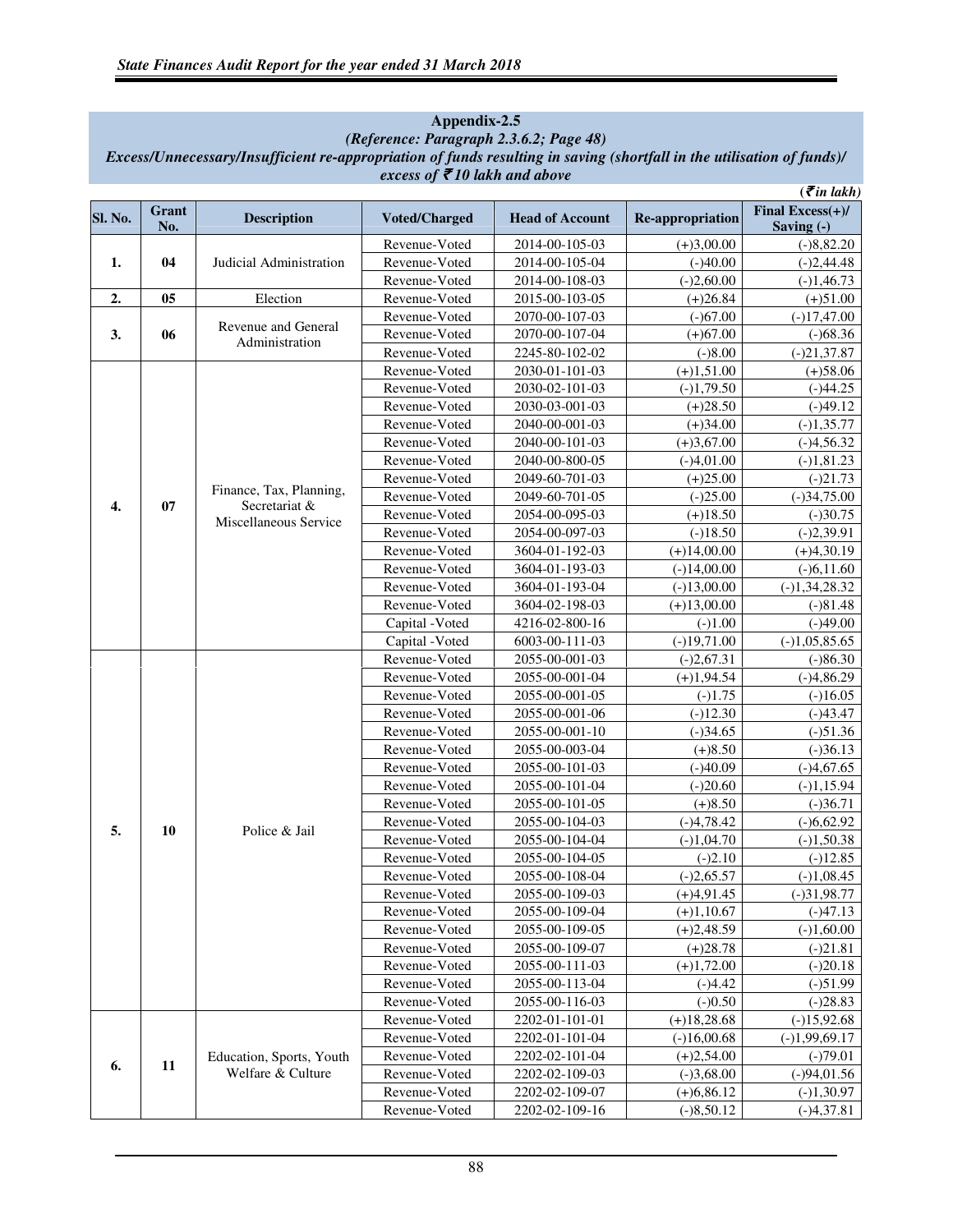## Appendix-2.5

*(Reference: Paragraph 2.3.6.2; Page 48)*

***Excess/Unnecessary/Insufficient re-appropriation of funds resulting in saving (shortfall in the utilisation of funds)/ excess of ₹10 lakh and above***

*(₹ in lakh)*

| Sl. No. | Grant No. | Description | Voted/Charged | Head of Account | Re-appropriation | Final Excess(+)/ Saving (-) |
|---|---|---|---|---|---|---|
| 1. | 04 | Judicial Administration | Revenue-Voted | 2014-00-105-03 | (+)3,00.00 | (-)8,82.20 |
| | | | Revenue-Voted | 2014-00-105-04 | (-)40.00 | (-)2,44.48 |
| | | | Revenue-Voted | 2014-00-108-03 | (-)2,60.00 | (-)1,46.73 |
| 2. | 05 | Election | Revenue-Voted | 2015-00-103-05 | (+)26.84 | (+)51.00 |
| 3. | 06 | Revenue and General Administration | Revenue-Voted | 2070-00-107-03 | (-)67.00 | (-)17,47.00 |
| | | | Revenue-Voted | 2070-00-107-04 | (+)67.00 | (-)68.36 |
| | | | Revenue-Voted | 2245-80-102-02 | (-)8.00 | (-)21,37.87 |
| 4. | 07 | Finance, Tax, Planning, Secretariat & Miscellaneous Service | Revenue-Voted | 2030-01-101-03 | (+)1,51.00 | (+)58.06 |
| | | | Revenue-Voted | 2030-02-101-03 | (-)1,79.50 | (-)44.25 |
| | | | Revenue-Voted | 2030-03-001-03 | (+)28.50 | (-)49.12 |
| | | | Revenue-Voted | 2040-00-001-03 | (+)34.00 | (-)1,35.77 |
| | | | Revenue-Voted | 2040-00-101-03 | (+)3,67.00 | (-)4,56.32 |
| | | | Revenue-Voted | 2040-00-800-05 | (-)4,01.00 | (-)1,81.23 |
| | | | Revenue-Voted | 2049-60-701-03 | (+)25.00 | (-)21.73 |
| | | | Revenue-Voted | 2049-60-701-05 | (-)25.00 | (-)34,75.00 |
| | | | Revenue-Voted | 2054-00-095-03 | (+)18.50 | (-)30.75 |
| | | | Revenue-Voted | 2054-00-097-03 | (-)18.50 | (-)2,39.91 |
| | | | Revenue-Voted | 3604-01-192-03 | (+)14,00.00 | (+)4,30.19 |
| | | | Revenue-Voted | 3604-01-193-03 | (-)14,00.00 | (-)6,11.60 |
| | | | Revenue-Voted | 3604-01-193-04 | (-)13,00.00 | (-)1,34,28.32 |
| | | | Revenue-Voted | 3604-02-198-03 | (+)13,00.00 | (-)81.48 |
| | | | Capital -Voted | 4216-02-800-16 | (-)1.00 | (-)49.00 |
| | | | Capital -Voted | 6003-00-111-03 | (-)19,71.00 | (-)1,05,85.65 |
| 5. | 10 | Police & Jail | Revenue-Voted | 2055-00-001-03 | (-)2,67.31 | (-)86.30 |
| | | | Revenue-Voted | 2055-00-001-04 | (+)1,94.54 | (-)4,86.29 |
| | | | Revenue-Voted | 2055-00-001-05 | (-)1.75 | (-)16.05 |
| | | | Revenue-Voted | 2055-00-001-06 | (-)12.30 | (-)43.47 |
| | | | Revenue-Voted | 2055-00-001-10 | (-)34.65 | (-)51.36 |
| | | | Revenue-Voted | 2055-00-003-04 | (+)8.50 | (-)36.13 |
| | | | Revenue-Voted | 2055-00-101-03 | (-)40.09 | (-)4,67.65 |
| | | | Revenue-Voted | 2055-00-101-04 | (-)20.60 | (-)1,15.94 |
| | | | Revenue-Voted | 2055-00-101-05 | (+)8.50 | (-)36.71 |
| | | | Revenue-Voted | 2055-00-104-03 | (-)4,78.42 | (-)6,62.92 |
| | | | Revenue-Voted | 2055-00-104-04 | (-)1,04.70 | (-)1,50.38 |
| | | | Revenue-Voted | 2055-00-104-05 | (-)2.10 | (-)12.85 |
| | | | Revenue-Voted | 2055-00-108-04 | (-)2,65.57 | (-)1,08.45 |
| | | | Revenue-Voted | 2055-00-109-03 | (+)4,91.45 | (-)31,98.77 |
| | | | Revenue-Voted | 2055-00-109-04 | (+)1,10.67 | (-)47.13 |
| | | | Revenue-Voted | 2055-00-109-05 | (+)2,48.59 | (-)1,60.00 |
| | | | Revenue-Voted | 2055-00-109-07 | (+)28.78 | (-)21.81 |
| | | | Revenue-Voted | 2055-00-111-03 | (+)1,72.00 | (-)20.18 |
| | | | Revenue-Voted | 2055-00-113-04 | (-)4.42 | (-)51.99 |
| | | | Revenue-Voted | 2055-00-116-03 | (-)0.50 | (-)28.83 |
| 6. | 11 | Education, Sports, Youth Welfare & Culture | Revenue-Voted | 2202-01-101-01 | (+)18,28.68 | (-)15,92.68 |
| | | | Revenue-Voted | 2202-01-101-04 | (-)16,00.68 | (-)1,99,69.17 |
| | | | Revenue-Voted | 2202-02-101-04 | (+)2,54.00 | (-)79.01 |
| | | | Revenue-Voted | 2202-02-109-03 | (-)3,68.00 | (-)94,01.56 |
| | | | Revenue-Voted | 2202-02-109-07 | (+)6,86.12 | (-)1,30.97 |
| | | | Revenue-Voted | 2202-02-109-16 | (-)8,50.12 | (-)4,37.81 |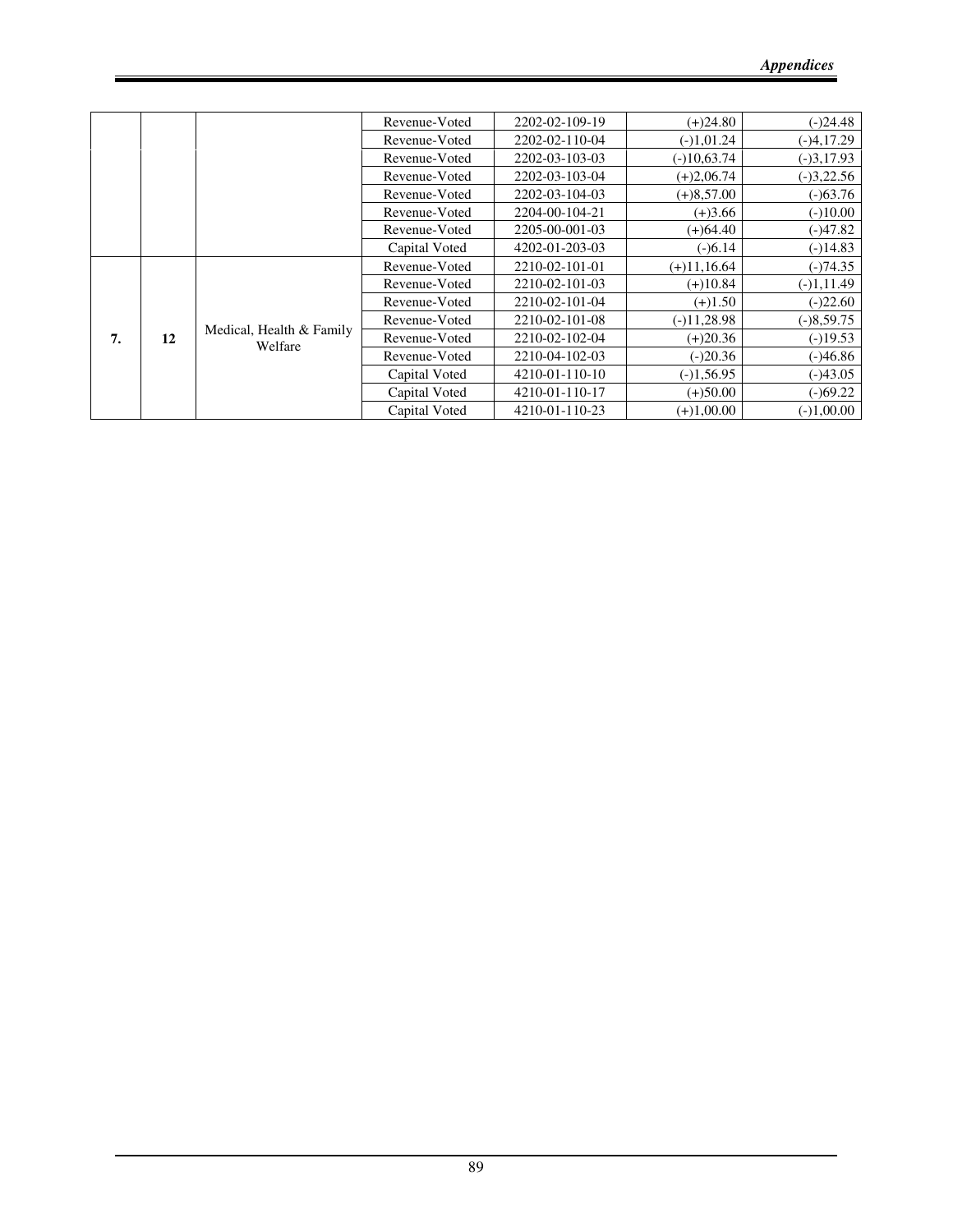| | | | | | | |
|---|---|---|---|---|---|---|
| | | | Revenue-Voted | 2202-02-109-19 | (+)24.80 | (-)24.48 |
| | | | Revenue-Voted | 2202-02-110-04 | (-)1,01.24 | (-)4,17.29 |
| | | | Revenue-Voted | 2202-03-103-03 | (-)10,63.74 | (-)3,17.93 |
| | | | Revenue-Voted | 2202-03-103-04 | (+)2,06.74 | (-)3,22.56 |
| | | | Revenue-Voted | 2202-03-104-03 | (+)8,57.00 | (-)63.76 |
| | | | Revenue-Voted | 2204-00-104-21 | (+)3.66 | (-)10.00 |
| | | | Revenue-Voted | 2205-00-001-03 | (+)64.40 | (-)47.82 |
| | | | Capital Voted | 4202-01-203-03 | (-)6.14 | (-)14.83 |
| **7.** | **12** | Medical, Health & Family Welfare | Revenue-Voted | 2210-02-101-01 | (+)11,16.64 | (-)74.35 |
| | | | Revenue-Voted | 2210-02-101-03 | (+)10.84 | (-)1,11.49 |
| | | | Revenue-Voted | 2210-02-101-04 | (+)1.50 | (-)22.60 |
| | | | Revenue-Voted | 2210-02-101-08 | (-)11,28.98 | (-)8,59.75 |
| | | | Revenue-Voted | 2210-02-102-04 | (+)20.36 | (-)19.53 |
| | | | Revenue-Voted | 2210-04-102-03 | (-)20.36 | (-)46.86 |
| | | | Capital Voted | 4210-01-110-10 | (-)1,56.95 | (-)43.05 |
| | | | Capital Voted | 4210-01-110-17 | (+)50.00 | (-)69.22 |
| | | | Capital Voted | 4210-01-110-23 | (+)1,00.00 | (-)1,00.00 |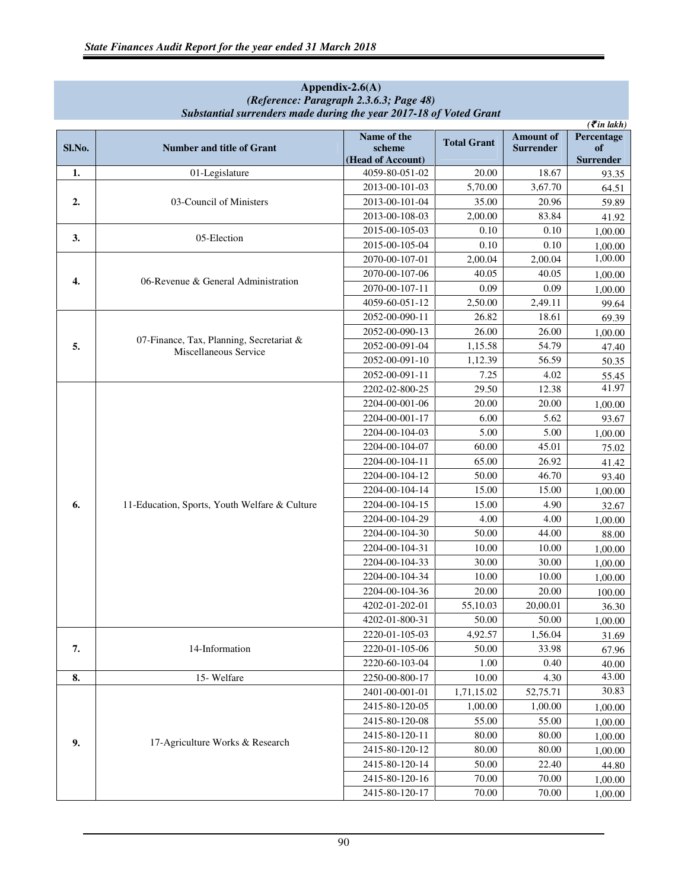## Appendix-2.6(A)
*(Reference: Paragraph 2.3.6.3; Page 48)*
***Substantial surrenders made during the year 2017-18 of Voted Grant***

*(₹ in lakh)*

| Sl.No. | Number and title of Grant | Name of the scheme (Head of Account) | Total Grant | Amount of Surrender | Percentage of Surrender |
|---|---|---|---|---|---|
| 1. | 01-Legislature | 4059-80-051-02 | 20.00 | 18.67 | 93.35 |
| 2. | 03-Council of Ministers | 2013-00-101-03 | 5,70.00 | 3,67.70 | 64.51 |
| | | 2013-00-101-04 | 35.00 | 20.96 | 59.89 |
| | | 2013-00-108-03 | 2,00.00 | 83.84 | 41.92 |
| 3. | 05-Election | 2015-00-105-03 | 0.10 | 0.10 | 1,00.00 |
| | | 2015-00-105-04 | 0.10 | 0.10 | 1,00.00 |
| 4. | 06-Revenue & General Administration | 2070-00-107-01 | 2,00.04 | 2,00.04 | 1,00.00 |
| | | 2070-00-107-06 | 40.05 | 40.05 | 1,00.00 |
| | | 2070-00-107-11 | 0.09 | 0.09 | 1,00.00 |
| | | 4059-60-051-12 | 2,50.00 | 2,49.11 | 99.64 |
| 5. | 07-Finance, Tax, Planning, Secretariat & Miscellaneous Service | 2052-00-090-11 | 26.82 | 18.61 | 69.39 |
| | | 2052-00-090-13 | 26.00 | 26.00 | 1,00.00 |
| | | 2052-00-091-04 | 1,15.58 | 54.79 | 47.40 |
| | | 2052-00-091-10 | 1,12.39 | 56.59 | 50.35 |
| | | 2052-00-091-11 | 7.25 | 4.02 | 55.45 |
| 6. | 11-Education, Sports, Youth Welfare & Culture | 2202-02-800-25 | 29.50 | 12.38 | 41.97 |
| | | 2204-00-001-06 | 20.00 | 20.00 | 1,00.00 |
| | | 2204-00-001-17 | 6.00 | 5.62 | 93.67 |
| | | 2204-00-104-03 | 5.00 | 5.00 | 1,00.00 |
| | | 2204-00-104-07 | 60.00 | 45.01 | 75.02 |
| | | 2204-00-104-11 | 65.00 | 26.92 | 41.42 |
| | | 2204-00-104-12 | 50.00 | 46.70 | 93.40 |
| | | 2204-00-104-14 | 15.00 | 15.00 | 1,00.00 |
| | | 2204-00-104-15 | 15.00 | 4.90 | 32.67 |
| | | 2204-00-104-29 | 4.00 | 4.00 | 1,00.00 |
| | | 2204-00-104-30 | 50.00 | 44.00 | 88.00 |
| | | 2204-00-104-31 | 10.00 | 10.00 | 1,00.00 |
| | | 2204-00-104-33 | 30.00 | 30.00 | 1,00.00 |
| | | 2204-00-104-34 | 10.00 | 10.00 | 1,00.00 |
| | | 2204-00-104-36 | 20.00 | 20.00 | 100.00 |
| | | 4202-01-202-01 | 55,10.03 | 20,00.01 | 36.30 |
| | | 4202-01-800-31 | 50.00 | 50.00 | 1,00.00 |
| 7. | 14-Information | 2220-01-105-03 | 4,92.57 | 1,56.04 | 31.69 |
| | | 2220-01-105-06 | 50.00 | 33.98 | 67.96 |
| | | 2220-60-103-04 | 1.00 | 0.40 | 40.00 |
| 8. | 15- Welfare | 2250-00-800-17 | 10.00 | 4.30 | 43.00 |
| 9. | 17-Agriculture Works & Research | 2401-00-001-01 | 1,71,15.02 | 52,75.71 | 30.83 |
| | | 2415-80-120-05 | 1,00.00 | 1,00.00 | 1,00.00 |
| | | 2415-80-120-08 | 55.00 | 55.00 | 1,00.00 |
| | | 2415-80-120-11 | 80.00 | 80.00 | 1,00.00 |
| | | 2415-80-120-12 | 80.00 | 80.00 | 1,00.00 |
| | | 2415-80-120-14 | 50.00 | 22.40 | 44.80 |
| | | 2415-80-120-16 | 70.00 | 70.00 | 1,00.00 |
| | | 2415-80-120-17 | 70.00 | 70.00 | 1,00.00 |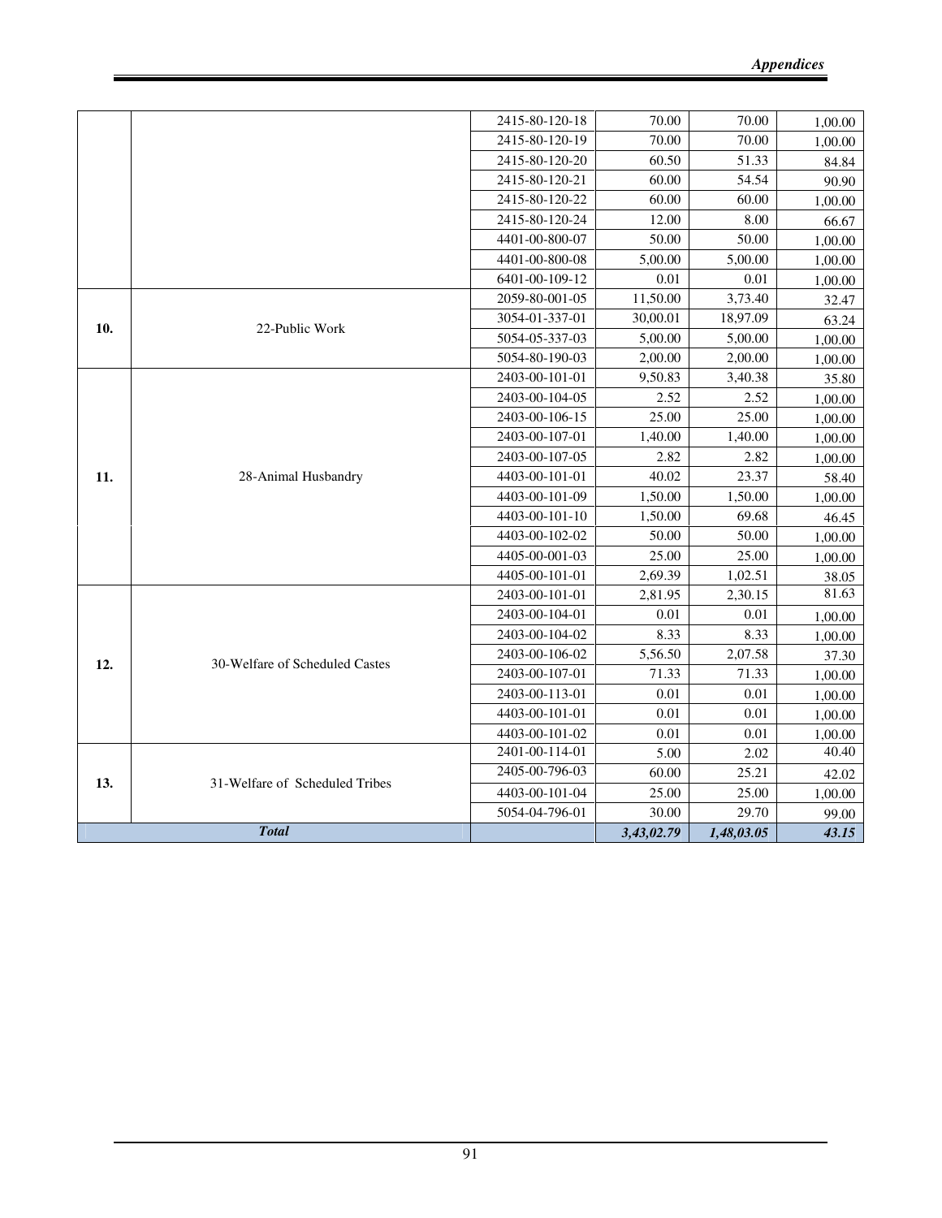| | | | | | |
|---|---|---|---|---|---|
| | | 2415-80-120-18 | 70.00 | 70.00 | 1,00.00 |
| | | 2415-80-120-19 | 70.00 | 70.00 | 1,00.00 |
| | | 2415-80-120-20 | 60.50 | 51.33 | 84.84 |
| | | 2415-80-120-21 | 60.00 | 54.54 | 90.90 |
| | | 2415-80-120-22 | 60.00 | 60.00 | 1,00.00 |
| | | 2415-80-120-24 | 12.00 | 8.00 | 66.67 |
| | | 4401-00-800-07 | 50.00 | 50.00 | 1,00.00 |
| | | 4401-00-800-08 | 5,00.00 | 5,00.00 | 1,00.00 |
| | | 6401-00-109-12 | 0.01 | 0.01 | 1,00.00 |
| **10.** | 22-Public Work | 2059-80-001-05 | 11,50.00 | 3,73.40 | 32.47 |
| | | 3054-01-337-01 | 30,00.01 | 18,97.09 | 63.24 |
| | | 5054-05-337-03 | 5,00.00 | 5,00.00 | 1,00.00 |
| | | 5054-80-190-03 | 2,00.00 | 2,00.00 | 1,00.00 |
| **11.** | 28-Animal Husbandry | 2403-00-101-01 | 9,50.83 | 3,40.38 | 35.80 |
| | | 2403-00-104-05 | 2.52 | 2.52 | 1,00.00 |
| | | 2403-00-106-15 | 25.00 | 25.00 | 1,00.00 |
| | | 2403-00-107-01 | 1,40.00 | 1,40.00 | 1,00.00 |
| | | 2403-00-107-05 | 2.82 | 2.82 | 1,00.00 |
| | | 4403-00-101-01 | 40.02 | 23.37 | 58.40 |
| | | 4403-00-101-09 | 1,50.00 | 1,50.00 | 1,00.00 |
| | | 4403-00-101-10 | 1,50.00 | 69.68 | 46.45 |
| | | 4403-00-102-02 | 50.00 | 50.00 | 1,00.00 |
| | | 4405-00-001-03 | 25.00 | 25.00 | 1,00.00 |
| | | 4405-00-101-01 | 2,69.39 | 1,02.51 | 38.05 |
| **12.** | 30-Welfare of Scheduled Castes | 2403-00-101-01 | 2,81.95 | 2,30.15 | 81.63 |
| | | 2403-00-104-01 | 0.01 | 0.01 | 1,00.00 |
| | | 2403-00-104-02 | 8.33 | 8.33 | 1,00.00 |
| | | 2403-00-106-02 | 5,56.50 | 2,07.58 | 37.30 |
| | | 2403-00-107-01 | 71.33 | 71.33 | 1,00.00 |
| | | 2403-00-113-01 | 0.01 | 0.01 | 1,00.00 |
| | | 4403-00-101-01 | 0.01 | 0.01 | 1,00.00 |
| | | 4403-00-101-02 | 0.01 | 0.01 | 1,00.00 |
| **13.** | 31-Welfare of Scheduled Tribes | 2401-00-114-01 | 5.00 | 2.02 | 40.40 |
| | | 2405-00-796-03 | 60.00 | 25.21 | 42.02 |
| | | 4403-00-101-04 | 25.00 | 25.00 | 1,00.00 |
| | | 5054-04-796-01 | 30.00 | 29.70 | 99.00 |
| ***Total*** | | | ***3,43,02.79*** | ***1,48,03.05*** | ***43.15*** |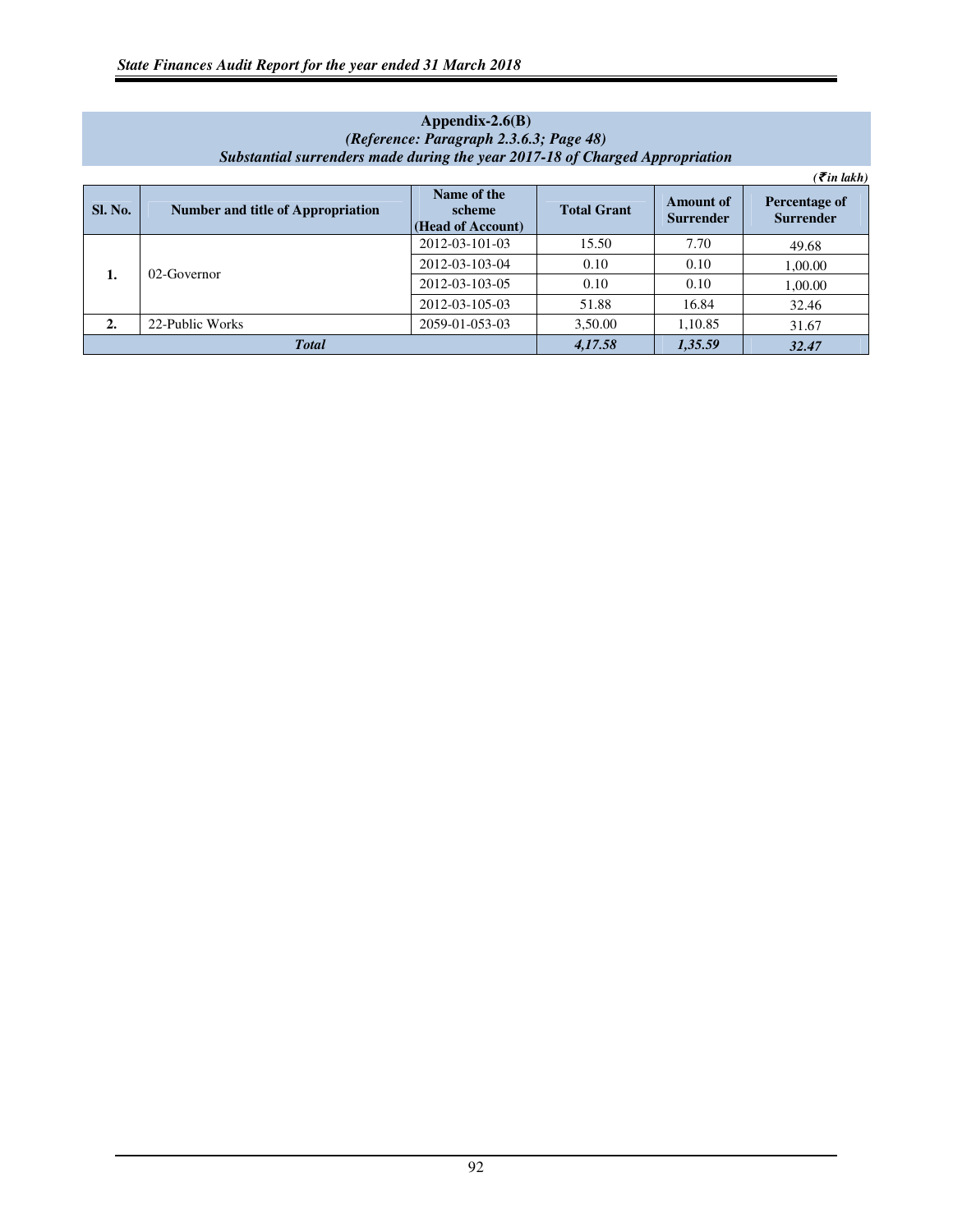## Appendix-2.6(B)

*(Reference: Paragraph 2.3.6.3; Page 48)*

***Substantial surrenders made during the year 2017-18 of Charged Appropriation***

*(₹in lakh)*

| Sl. No. | Number and title of Appropriation | Name of the scheme (Head of Account) | Total Grant | Amount of Surrender | Percentage of Surrender |
|---|---|---|---|---|---|
| 1. | 02-Governor | 2012-03-101-03 | 15.50 | 7.70 | 49.68 |
| | | 2012-03-103-04 | 0.10 | 0.10 | 1,00.00 |
| | | 2012-03-103-05 | 0.10 | 0.10 | 1,00.00 |
| | | 2012-03-105-03 | 51.88 | 16.84 | 32.46 |
| 2. | 22-Public Works | 2059-01-053-03 | 3,50.00 | 1,10.85 | 31.67 |
| ***Total*** | | | ***4,17.58*** | ***1,35.59*** | ***32.47*** |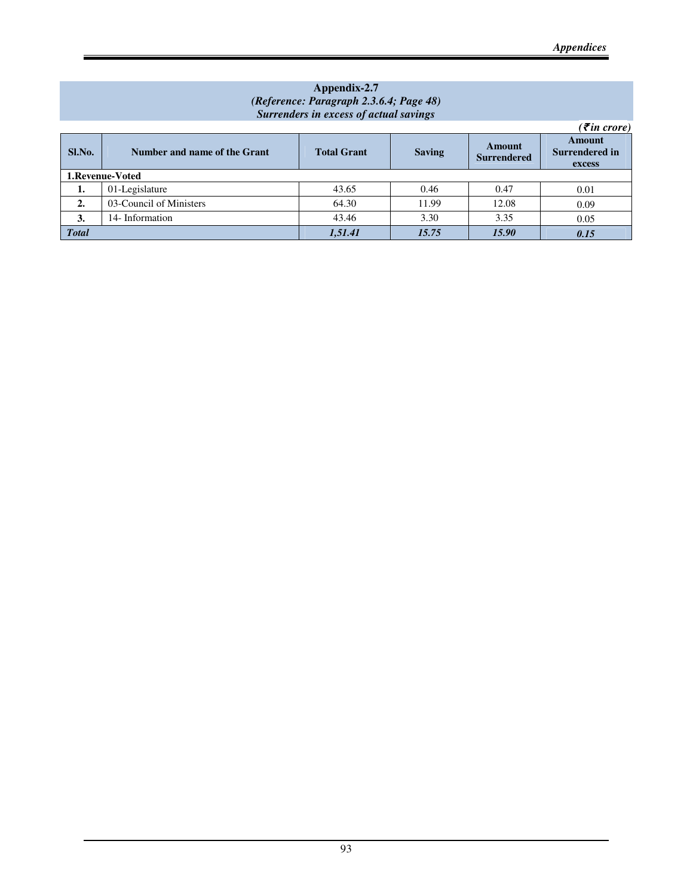**Appendix-2.7**

*(Reference: Paragraph 2.3.6.4; Page 48)*

***Surrenders in excess of actual savings***

*(₹ in crore)*

| Sl.No. | Number and name of the Grant | Total Grant | Saving | Amount Surrendered | Amount Surrendered in excess |
|---|---|---|---|---|---|
| **1.Revenue-Voted** | | | | | |
| **1.** | 01-Legislature | 43.65 | 0.46 | 0.47 | 0.01 |
| **2.** | 03-Council of Ministers | 64.30 | 11.99 | 12.08 | 0.09 |
| **3.** | 14- Information | 43.46 | 3.30 | 3.35 | 0.05 |
| ***Total*** | | ***1,51.41*** | ***15.75*** | ***15.90*** | ***0.15*** |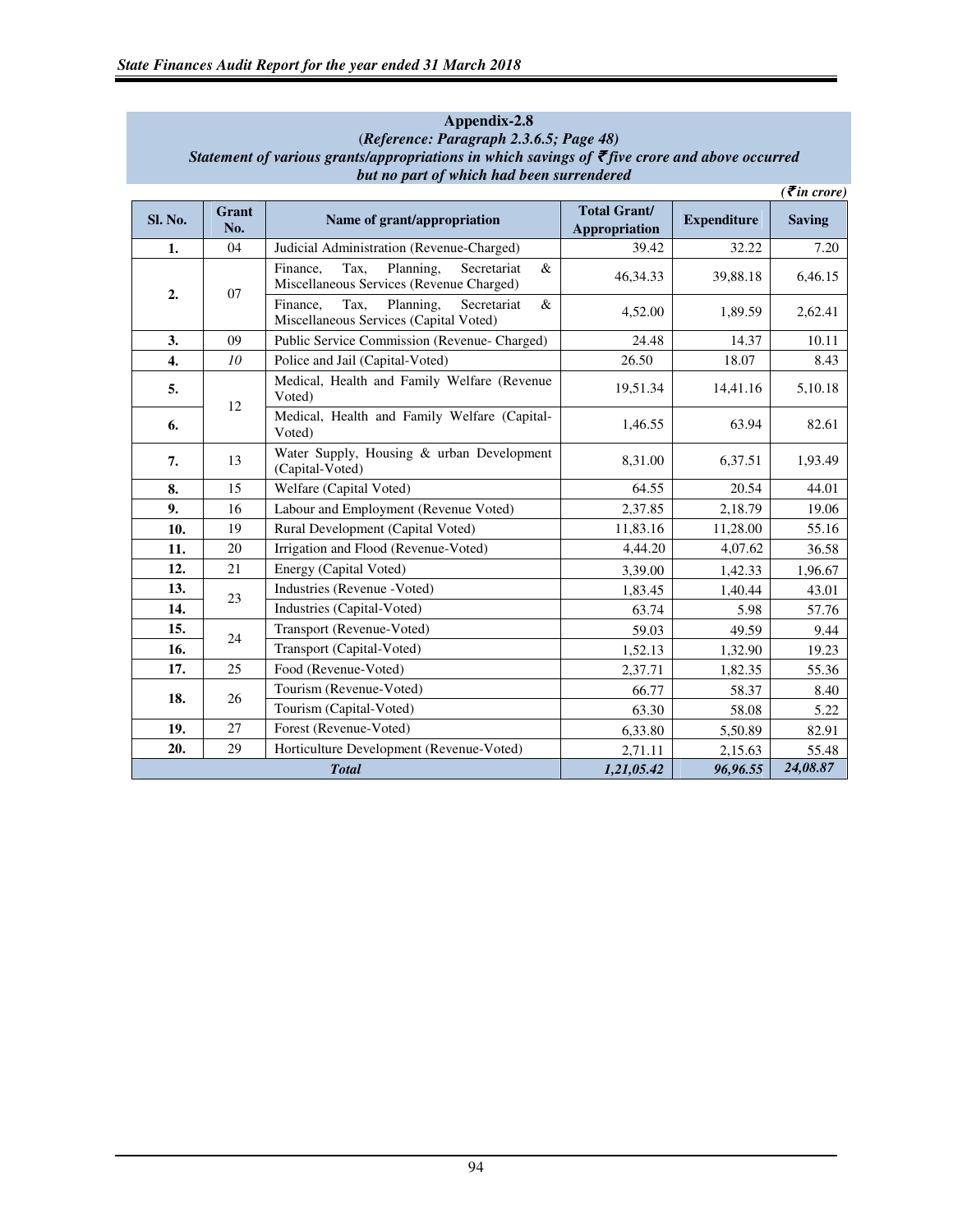**Appendix-2.8**

(*Reference: Paragraph 2.3.6.5; Page 48*)

***Statement of various grants/appropriations in which savings of ₹ five crore and above occurred but no part of which had been surrendered***

*(₹ in crore)*

| Sl. No. | Grant No. | Name of grant/appropriation | Total Grant/ Appropriation | Expenditure | Saving |
|---|---|---|---|---|---|
| **1.** | 04 | Judicial Administration (Revenue-Charged) | 39.42 | 32.22 | 7.20 |
| **2.** | 07 | Finance, Tax, Planning, Secretariat & Miscellaneous Services (Revenue Charged) | 46,34.33 | 39,88.18 | 6,46.15 |
| | | Finance, Tax, Planning, Secretariat & Miscellaneous Services (Capital Voted) | 4,52.00 | 1,89.59 | 2,62.41 |
| **3.** | 09 | Public Service Commission (Revenue- Charged) | 24.48 | 14.37 | 10.11 |
| **4.** | *10* | Police and Jail (Capital-Voted) | 26.50 | 18.07 | 8.43 |
| **5.** | 12 | Medical, Health and Family Welfare (Revenue Voted) | 19,51.34 | 14,41.16 | 5,10.18 |
| **6.** | | Medical, Health and Family Welfare (Capital-Voted) | 1,46.55 | 63.94 | 82.61 |
| **7.** | 13 | Water Supply, Housing & urban Development (Capital-Voted) | 8,31.00 | 6,37.51 | 1,93.49 |
| **8.** | 15 | Welfare (Capital Voted) | 64.55 | 20.54 | 44.01 |
| **9.** | 16 | Labour and Employment (Revenue Voted) | 2,37.85 | 2,18.79 | 19.06 |
| **10.** | 19 | Rural Development (Capital Voted) | 11,83.16 | 11,28.00 | 55.16 |
| **11.** | 20 | Irrigation and Flood (Revenue-Voted) | 4,44.20 | 4,07.62 | 36.58 |
| **12.** | 21 | Energy (Capital Voted) | 3,39.00 | 1,42.33 | 1,96.67 |
| **13.** | 23 | Industries (Revenue -Voted) | 1,83.45 | 1,40.44 | 43.01 |
| **14.** | | Industries (Capital-Voted) | 63.74 | 5.98 | 57.76 |
| **15.** | 24 | Transport (Revenue-Voted) | 59.03 | 49.59 | 9.44 |
| **16.** | | Transport (Capital-Voted) | 1,52.13 | 1,32.90 | 19.23 |
| **17.** | 25 | Food (Revenue-Voted) | 2,37.71 | 1,82.35 | 55.36 |
| **18.** | 26 | Tourism (Revenue-Voted) | 66.77 | 58.37 | 8.40 |
| | | Tourism (Capital-Voted) | 63.30 | 58.08 | 5.22 |
| **19.** | 27 | Forest (Revenue-Voted) | 6,33.80 | 5,50.89 | 82.91 |
| **20.** | 29 | Horticulture Development (Revenue-Voted) | 2,71.11 | 2,15.63 | 55.48 |
| | | ***Total*** | ***1,21,05.42*** | ***96,96.55*** | ***24,08.87*** |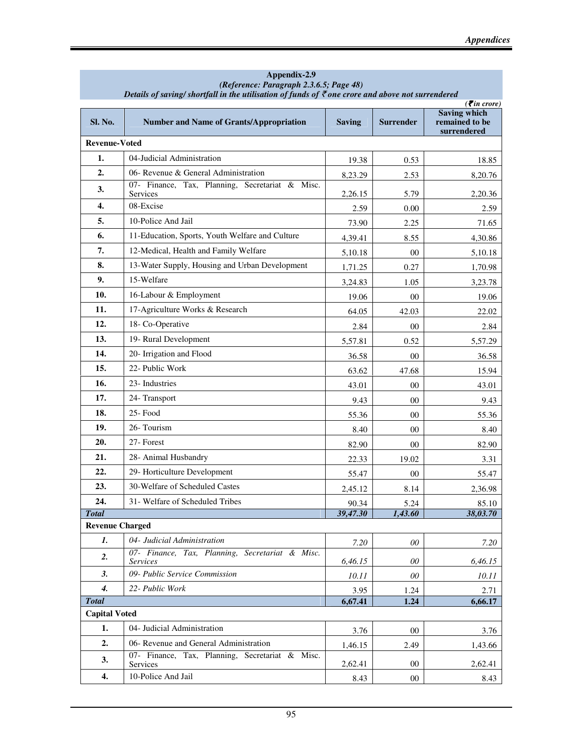**Appendix-2.9**

*(Reference: Paragraph 2.3.6.5; Page 48)*

***Details of saving/ shortfall in the utilisation of funds of ₹ one crore and above not surrendered***

*(₹ in crore)*

| Sl. No. | Number and Name of Grants/Appropriation | Saving | Surrender | Saving which remained to be surrendered |
|---|---|---|---|---|
| **Revenue-Voted** | | | | |
| **1.** | 04-Judicial Administration | 19.38 | 0.53 | 18.85 |
| **2.** | 06- Revenue & General Administration | 8,23.29 | 2.53 | 8,20.76 |
| **3.** | 07- Finance, Tax, Planning, Secretariat & Misc. Services | 2,26.15 | 5.79 | 2,20.36 |
| **4.** | 08-Excise | 2.59 | 0.00 | 2.59 |
| **5.** | 10-Police And Jail | 73.90 | 2.25 | 71.65 |
| **6.** | 11-Education, Sports, Youth Welfare and Culture | 4,39.41 | 8.55 | 4,30.86 |
| **7.** | 12-Medical, Health and Family Welfare | 5,10.18 | 00 | 5,10.18 |
| **8.** | 13-Water Supply, Housing and Urban Development | 1,71.25 | 0.27 | 1,70.98 |
| **9.** | 15-Welfare | 3,24.83 | 1.05 | 3,23.78 |
| **10.** | 16-Labour & Employment | 19.06 | 00 | 19.06 |
| **11.** | 17-Agriculture Works & Research | 64.05 | 42.03 | 22.02 |
| **12.** | 18- Co-Operative | 2.84 | 00 | 2.84 |
| **13.** | 19- Rural Development | 5,57.81 | 0.52 | 5,57.29 |
| **14.** | 20- Irrigation and Flood | 36.58 | 00 | 36.58 |
| **15.** | 22- Public Work | 63.62 | 47.68 | 15.94 |
| **16.** | 23- Industries | 43.01 | 00 | 43.01 |
| **17.** | 24- Transport | 9.43 | 00 | 9.43 |
| **18.** | 25- Food | 55.36 | 00 | 55.36 |
| **19.** | 26- Tourism | 8.40 | 00 | 8.40 |
| **20.** | 27- Forest | 82.90 | 00 | 82.90 |
| **21.** | 28- Animal Husbandry | 22.33 | 19.02 | 3.31 |
| **22.** | 29- Horticulture Development | 55.47 | 00 | 55.47 |
| **23.** | 30-Welfare of Scheduled Castes | 2,45.12 | 8.14 | 2,36.98 |
| **24.** | 31- Welfare of Scheduled Tribes | 90.34 | 5.24 | 85.10 |
| ***Total*** | | ***39,47.30*** | ***1,43.60*** | ***38,03.70*** |
| **Revenue Charged** | | | | |
| ***1.*** | *04- Judicial Administration* | *7.20* | *00* | *7.20* |
| ***2.*** | *07- Finance, Tax, Planning, Secretariat & Misc. Services* | *6,46.15* | *00* | *6,46.15* |
| ***3.*** | *09- Public Service Commission* | *10.11* | *00* | *10.11* |
| ***4.*** | *22- Public Work* | 3.95 | 1.24 | 2.71 |
| ***Total*** | | **6,67.41** | **1.24** | **6,66.17** |
| **Capital Voted** | | | | |
| **1.** | 04- Judicial Administration | 3.76 | 00 | 3.76 |
| **2.** | 06- Revenue and General Administration | 1,46.15 | 2.49 | 1,43.66 |
| **3.** | 07- Finance, Tax, Planning, Secretariat & Misc. Services | 2,62.41 | 00 | 2,62.41 |
| **4.** | 10-Police And Jail | 8.43 | 00 | 8.43 |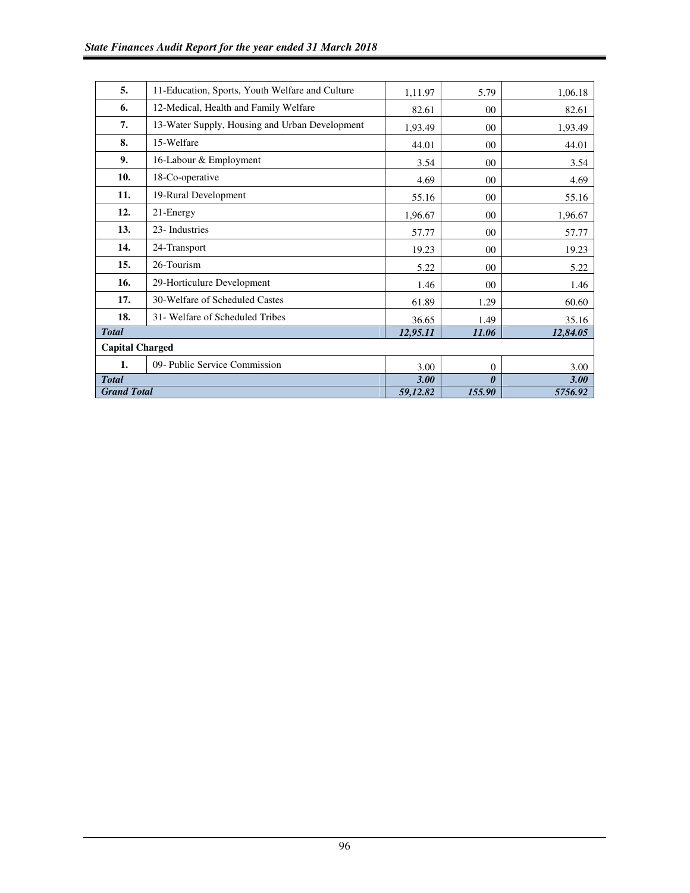| | | | | |
|---|---|---|---|---|
| **5.** | 11-Education, Sports, Youth Welfare and Culture | 1,11.97 | 5.79 | 1,06.18 |
| **6.** | 12-Medical, Health and Family Welfare | 82.61 | 00 | 82.61 |
| **7.** | 13-Water Supply, Housing and Urban Development | 1,93.49 | 00 | 1,93.49 |
| **8.** | 15-Welfare | 44.01 | 00 | 44.01 |
| **9.** | 16-Labour & Employment | 3.54 | 00 | 3.54 |
| **10.** | 18-Co-operative | 4.69 | 00 | 4.69 |
| **11.** | 19-Rural Development | 55.16 | 00 | 55.16 |
| **12.** | 21-Energy | 1,96.67 | 00 | 1,96.67 |
| **13.** | 23- Industries | 57.77 | 00 | 57.77 |
| **14.** | 24-Transport | 19.23 | 00 | 19.23 |
| **15.** | 26-Tourism | 5.22 | 00 | 5.22 |
| **16.** | 29-Horticulure Development | 1.46 | 00 | 1.46 |
| **17.** | 30-Welfare of Scheduled Castes | 61.89 | 1.29 | 60.60 |
| **18.** | 31- Welfare of Scheduled Tribes | 36.65 | 1.49 | 35.16 |
| ***Total*** | | ***12,95.11*** | ***11.06*** | ***12,84.05*** |
| **Capital Charged** | | | | |
| **1.** | 09- Public Service Commission | 3.00 | 0 | 3.00 |
| ***Total*** | | ***3.00*** | ***0*** | ***3.00*** |
| ***Grand Total*** | | ***59,12.82*** | ***155.90*** | ***5756.92*** |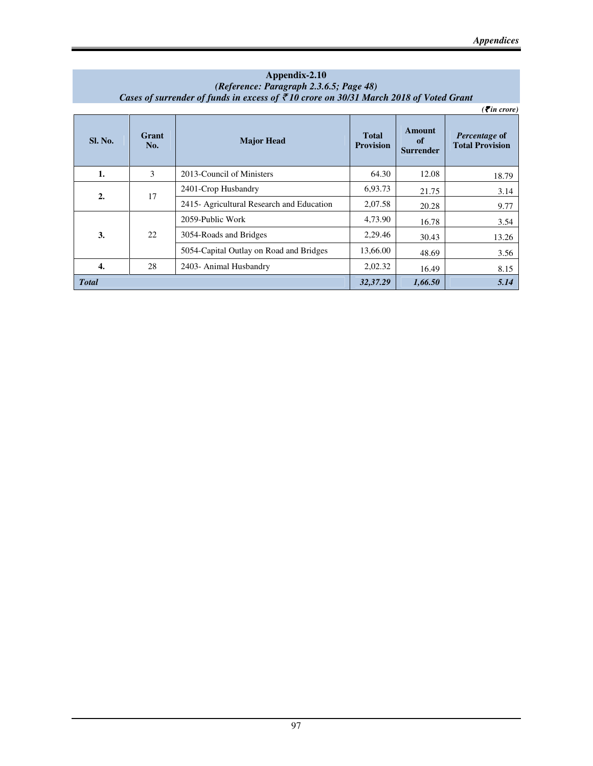**Appendix-2.10**

***(Reference: Paragraph 2.3.6.5; Page 48)***

***Cases of surrender of funds in excess of ₹ 10 crore on 30/31 March 2018 of Voted Grant***

***(₹ in crore)***

| Sl. No. | Grant No. | Major Head | Total Provision | Amount of Surrender | *Percentage* of Total Provision |
|---|---|---|---|---|---|
| **1.** | 3 | 2013-Council of Ministers | 64.30 | 12.08 | 18.79 |
| **2.** | 17 | 2401-Crop Husbandry | 6,93.73 | 21.75 | 3.14 |
| | | 2415- Agricultural Research and Education | 2,07.58 | 20.28 | 9.77 |
| **3.** | 22 | 2059-Public Work | 4,73.90 | 16.78 | 3.54 |
| | | 3054-Roads and Bridges | 2,29.46 | 30.43 | 13.26 |
| | | 5054-Capital Outlay on Road and Bridges | 13,66.00 | 48.69 | 3.56 |
| **4.** | 28 | 2403- Animal Husbandry | 2,02.32 | 16.49 | 8.15 |
| ***Total*** | | | ***32,37.29*** | ***1,66.50*** | ***5.14*** |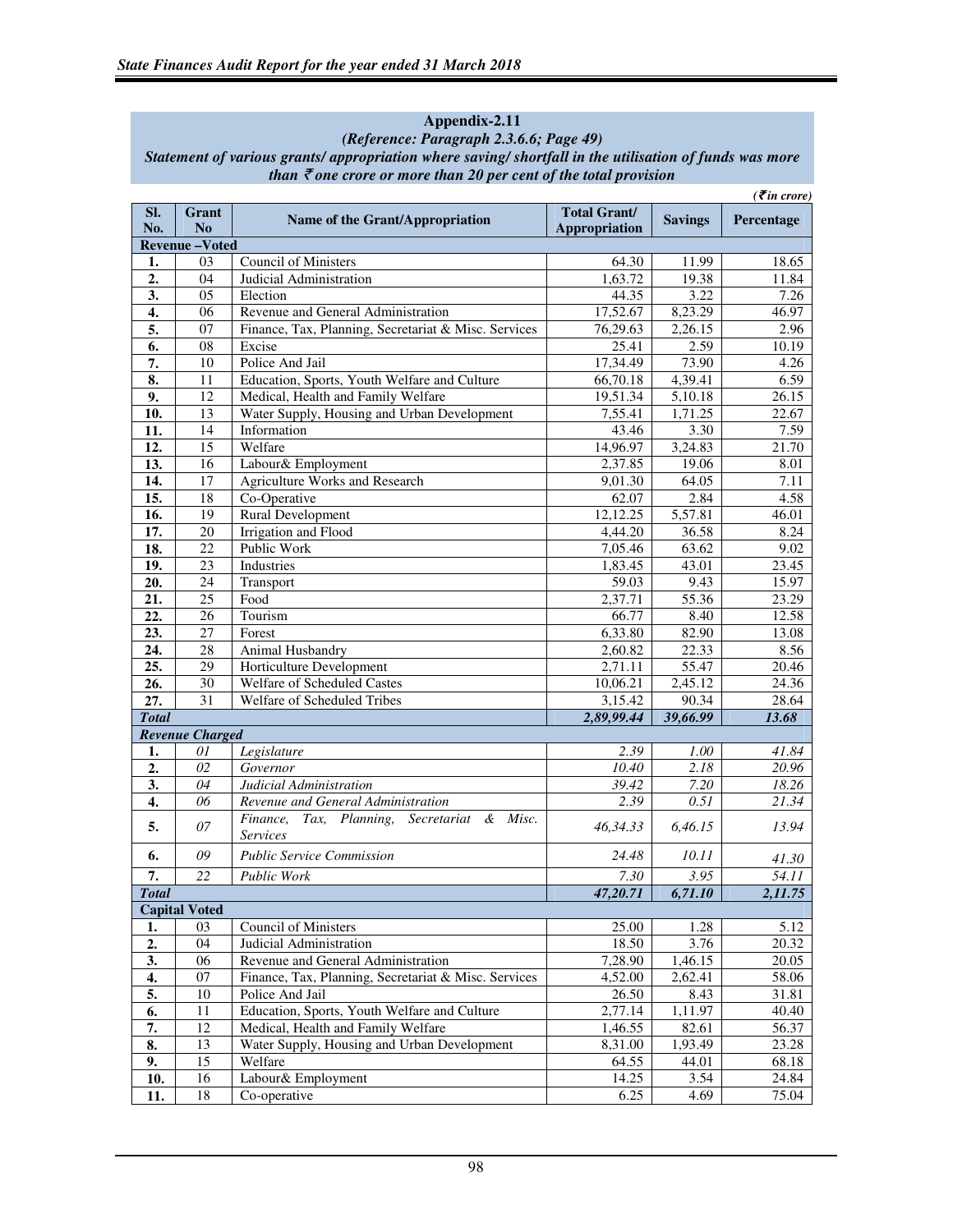## Appendix-2.11

### *(Reference: Paragraph 2.3.6.6; Page 49)*

### *Statement of various grants/ appropriation where saving/ shortfall in the utilisation of funds was more than ₹ one crore or more than 20 per cent of the total provision*

*(₹ in crore)*

| Sl. No. | Grant No | Name of the Grant/Appropriation | Total Grant/ Appropriation | Savings | Percentage |
|---|---|---|---|---|---|
| **Revenue –Voted** | | | | | |
| **1.** | 03 | Council of Ministers | 64.30 | 11.99 | 18.65 |
| **2.** | 04 | Judicial Administration | 1,63.72 | 19.38 | 11.84 |
| **3.** | 05 | Election | 44.35 | 3.22 | 7.26 |
| **4.** | 06 | Revenue and General Administration | 17,52.67 | 8,23.29 | 46.97 |
| **5.** | 07 | Finance, Tax, Planning, Secretariat & Misc. Services | 76,29.63 | 2,26.15 | 2.96 |
| **6.** | 08 | Excise | 25.41 | 2.59 | 10.19 |
| **7.** | 10 | Police And Jail | 17,34.49 | 73.90 | 4.26 |
| **8.** | 11 | Education, Sports, Youth Welfare and Culture | 66,70.18 | 4,39.41 | 6.59 |
| **9.** | 12 | Medical, Health and Family Welfare | 19,51.34 | 5,10.18 | 26.15 |
| **10.** | 13 | Water Supply, Housing and Urban Development | 7,55.41 | 1,71.25 | 22.67 |
| **11.** | 14 | Information | 43.46 | 3.30 | 7.59 |
| **12.** | 15 | Welfare | 14,96.97 | 3,24.83 | 21.70 |
| **13.** | 16 | Labour& Employment | 2,37.85 | 19.06 | 8.01 |
| **14.** | 17 | Agriculture Works and Research | 9,01.30 | 64.05 | 7.11 |
| **15.** | 18 | Co-Operative | 62.07 | 2.84 | 4.58 |
| **16.** | 19 | Rural Development | 12,12.25 | 5,57.81 | 46.01 |
| **17.** | 20 | Irrigation and Flood | 4,44.20 | 36.58 | 8.24 |
| **18.** | 22 | Public Work | 7,05.46 | 63.62 | 9.02 |
| **19.** | 23 | Industries | 1,83.45 | 43.01 | 23.45 |
| **20.** | 24 | Transport | 59.03 | 9.43 | 15.97 |
| **21.** | 25 | Food | 2,37.71 | 55.36 | 23.29 |
| **22.** | 26 | Tourism | 66.77 | 8.40 | 12.58 |
| **23.** | 27 | Forest | 6,33.80 | 82.90 | 13.08 |
| **24.** | 28 | Animal Husbandry | 2,60.82 | 22.33 | 8.56 |
| **25.** | 29 | Horticulture Development | 2,71.11 | 55.47 | 20.46 |
| **26.** | 30 | Welfare of Scheduled Castes | 10,06.21 | 2,45.12 | 24.36 |
| **27.** | 31 | Welfare of Scheduled Tribes | 3,15.42 | 90.34 | 28.64 |
| ***Total*** | | | ***2,89,99.44*** | ***39,66.99*** | ***13.68*** |
| ***Revenue Charged*** | | | | | |
| **1.** | *01* | *Legislature* | *2.39* | *1.00* | *41.84* |
| **2.** | *02* | *Governor* | *10.40* | *2.18* | *20.96* |
| **3.** | *04* | *Judicial Administration* | *39.42* | *7.20* | *18.26* |
| **4.** | *06* | *Revenue and General Administration* | *2.39* | *0.51* | *21.34* |
| **5.** | *07* | *Finance, Tax, Planning, Secretariat & Misc. Services* | *46,34.33* | *6,46.15* | *13.94* |
| **6.** | *09* | *Public Service Commission* | *24.48* | *10.11* | *41.30* |
| **7.** | *22* | *Public Work* | *7.30* | *3.95* | *54.11* |
| ***Total*** | | | ***47,20.71*** | ***6,71.10*** | ***2,11.75*** |
| **Capital Voted** | | | | | |
| **1.** | 03 | Council of Ministers | 25.00 | 1.28 | 5.12 |
| **2.** | 04 | Judicial Administration | 18.50 | 3.76 | 20.32 |
| **3.** | 06 | Revenue and General Administration | 7,28.90 | 1,46.15 | 20.05 |
| **4.** | 07 | Finance, Tax, Planning, Secretariat & Misc. Services | 4,52.00 | 2,62.41 | 58.06 |
| **5.** | 10 | Police And Jail | 26.50 | 8.43 | 31.81 |
| **6.** | 11 | Education, Sports, Youth Welfare and Culture | 2,77.14 | 1,11.97 | 40.40 |
| **7.** | 12 | Medical, Health and Family Welfare | 1,46.55 | 82.61 | 56.37 |
| **8.** | 13 | Water Supply, Housing and Urban Development | 8,31.00 | 1,93.49 | 23.28 |
| **9.** | 15 | Welfare | 64.55 | 44.01 | 68.18 |
| **10.** | 16 | Labour& Employment | 14.25 | 3.54 | 24.84 |
| **11.** | 18 | Co-operative | 6.25 | 4.69 | 75.04 |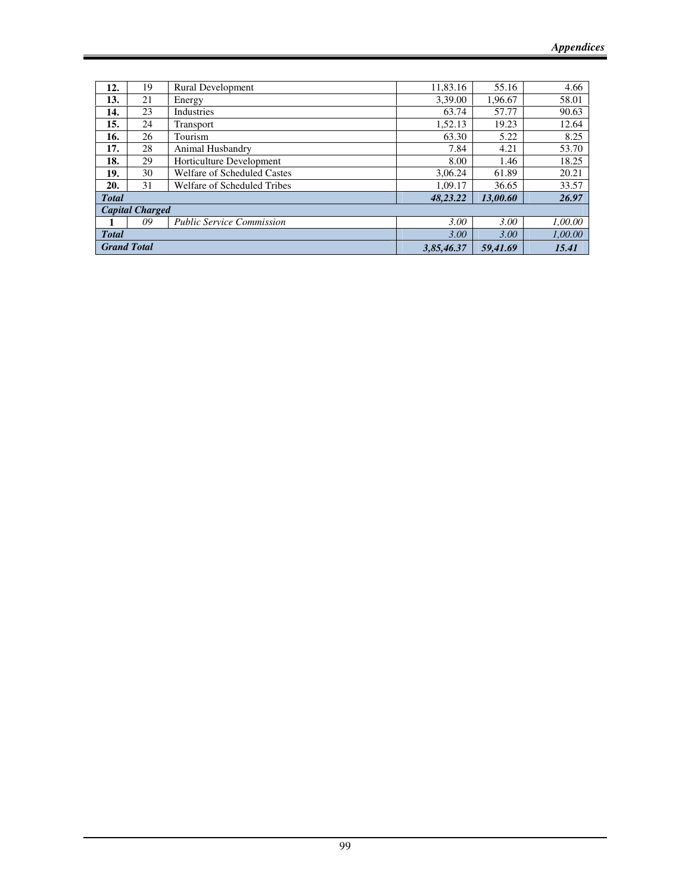| | | | | | |
|---|---|---|---|---|---|
| **12.** | 19 | Rural Development | 11,83.16 | 55.16 | 4.66 |
| **13.** | 21 | Energy | 3,39.00 | 1,96.67 | 58.01 |
| **14.** | 23 | Industries | 63.74 | 57.77 | 90.63 |
| **15.** | 24 | Transport | 1,52.13 | 19.23 | 12.64 |
| **16.** | 26 | Tourism | 63.30 | 5.22 | 8.25 |
| **17.** | 28 | Animal Husbandry | 7.84 | 4.21 | 53.70 |
| **18.** | 29 | Horticulture Development | 8.00 | 1.46 | 18.25 |
| **19.** | 30 | Welfare of Scheduled Castes | 3,06.24 | 61.89 | 20.21 |
| **20.** | 31 | Welfare of Scheduled Tribes | 1,09.17 | 36.65 | 33.57 |
| ***Total*** | | | ***48,23.22*** | ***13,00.60*** | ***26.97*** |
| ***Capital Charged*** | | | | | |
| **1** | *09* | *Public Service Commission* | *3.00* | *3.00* | *1,00.00* |
| ***Total*** | | | *3.00* | *3.00* | *1,00.00* |
| ***Grand Total*** | | | ***3,85,46.37*** | ***59,41.69*** | ***15.41*** |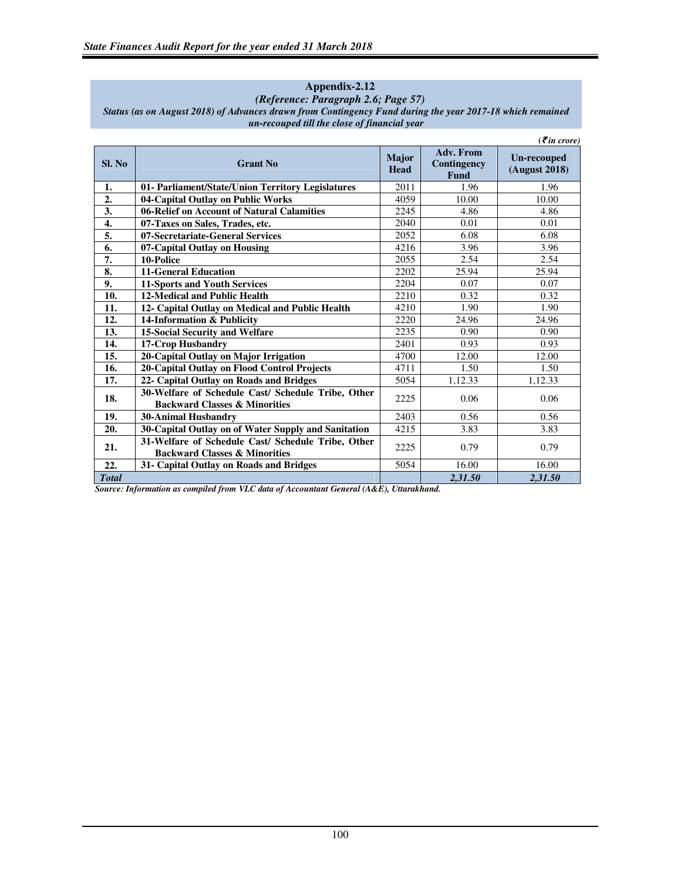## Appendix-2.12

*(Reference: Paragraph 2.6; Page 57)*

***Status (as on August 2018) of Advances drawn from Contingency Fund during the year 2017-18 which remained un-recouped till the close of financial year***

*(₹ in crore)*

| Sl. No | Grant No | Major Head | Adv. From Contingency Fund | Un-recouped (August 2018) |
|---|---|---|---|---|
| 1. | 01- Parliament/State/Union Territory Legislatures | 2011 | 1.96 | 1.96 |
| 2. | 04-Capital Outlay on Public Works | 4059 | 10.00 | 10.00 |
| 3. | 06-Relief on Account of Natural Calamities | 2245 | 4.86 | 4.86 |
| 4. | 07-Taxes on Sales, Trades, etc. | 2040 | 0.01 | 0.01 |
| 5. | 07-Secretariate-General Services | 2052 | 6.08 | 6.08 |
| 6. | 07-Capital Outlay on Housing | 4216 | 3.96 | 3.96 |
| 7. | 10-Police | 2055 | 2.54 | 2.54 |
| 8. | 11-General Education | 2202 | 25.94 | 25.94 |
| 9. | 11-Sports and Youth Services | 2204 | 0.07 | 0.07 |
| 10. | 12-Medical and Public Health | 2210 | 0.32 | 0.32 |
| 11. | 12- Capital Outlay on Medical and Public Health | 4210 | 1.90 | 1.90 |
| 12. | 14-Information & Publicity | 2220 | 24.96 | 24.96 |
| 13. | 15-Social Security and Welfare | 2235 | 0.90 | 0.90 |
| 14. | 17-Crop Husbandry | 2401 | 0.93 | 0.93 |
| 15. | 20-Capital Outlay on Major Irrigation | 4700 | 12.00 | 12.00 |
| 16. | 20-Capital Outlay on Flood Control Projects | 4711 | 1.50 | 1.50 |
| 17. | 22- Capital Outlay on Roads and Bridges | 5054 | 1,12.33 | 1,12.33 |
| 18. | 30-Welfare of Schedule Cast/ Schedule Tribe, Other Backward Classes & Minorities | 2225 | 0.06 | 0.06 |
| 19. | 30-Animal Husbandry | 2403 | 0.56 | 0.56 |
| 20. | 30-Capital Outlay on of Water Supply and Sanitation | 4215 | 3.83 | 3.83 |
| 21. | 31-Welfare of Schedule Cast/ Schedule Tribe, Other Backward Classes & Minorities | 2225 | 0.79 | 0.79 |
| 22. | 31- Capital Outlay on Roads and Bridges | 5054 | 16.00 | 16.00 |
| ***Total*** | | | ***2,31.50*** | ***2,31.50*** |

***Source: Information as compiled from VLC data of Accountant General (A&E), Uttarakhand.***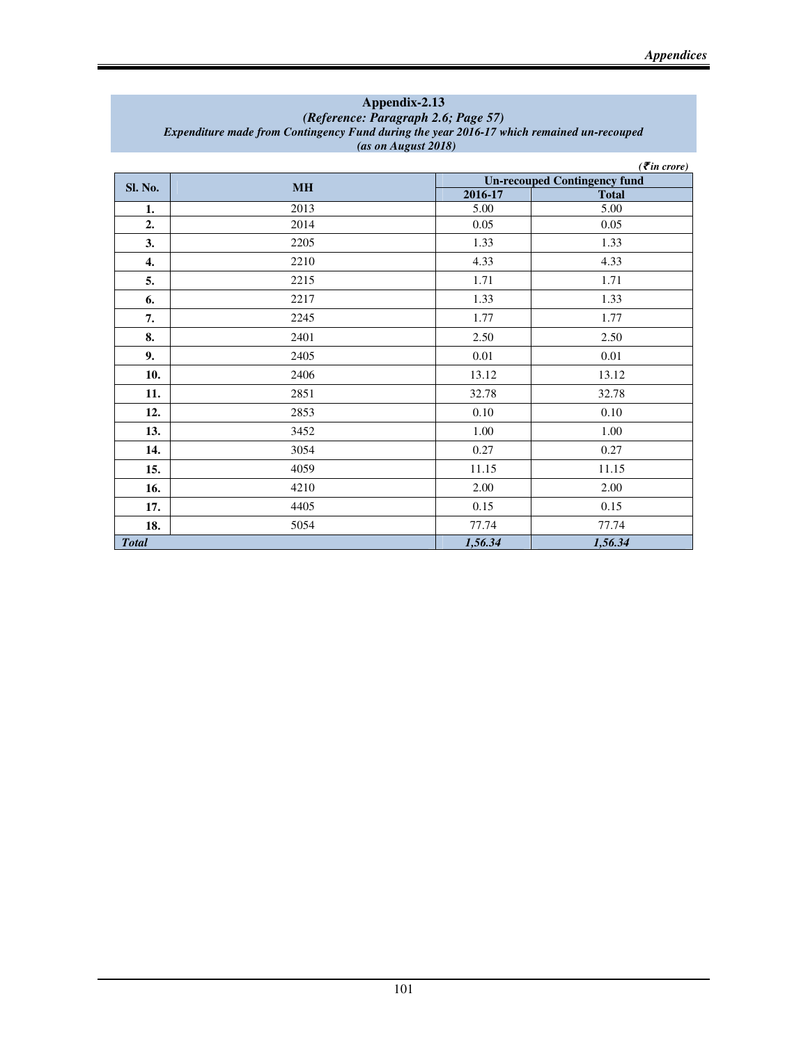## Appendix-2.13

*(Reference: Paragraph 2.6; Page 57)*

***Expenditure made from Contingency Fund during the year 2016-17 which remained un-recouped (as on August 2018)***

*(₹ in crore)*

| Sl. No. | MH | Un-recouped Contingency fund | |
|---|---|---|---|
| | | 2016-17 | Total |
| 1. | 2013 | 5.00 | 5.00 |
| 2. | 2014 | 0.05 | 0.05 |
| 3. | 2205 | 1.33 | 1.33 |
| 4. | 2210 | 4.33 | 4.33 |
| 5. | 2215 | 1.71 | 1.71 |
| 6. | 2217 | 1.33 | 1.33 |
| 7. | 2245 | 1.77 | 1.77 |
| 8. | 2401 | 2.50 | 2.50 |
| 9. | 2405 | 0.01 | 0.01 |
| 10. | 2406 | 13.12 | 13.12 |
| 11. | 2851 | 32.78 | 32.78 |
| 12. | 2853 | 0.10 | 0.10 |
| 13. | 3452 | 1.00 | 1.00 |
| 14. | 3054 | 0.27 | 0.27 |
| 15. | 4059 | 11.15 | 11.15 |
| 16. | 4210 | 2.00 | 2.00 |
| 17. | 4405 | 0.15 | 0.15 |
| 18. | 5054 | 77.74 | 77.74 |
| ***Total*** | | ***1,56.34*** | ***1,56.34*** |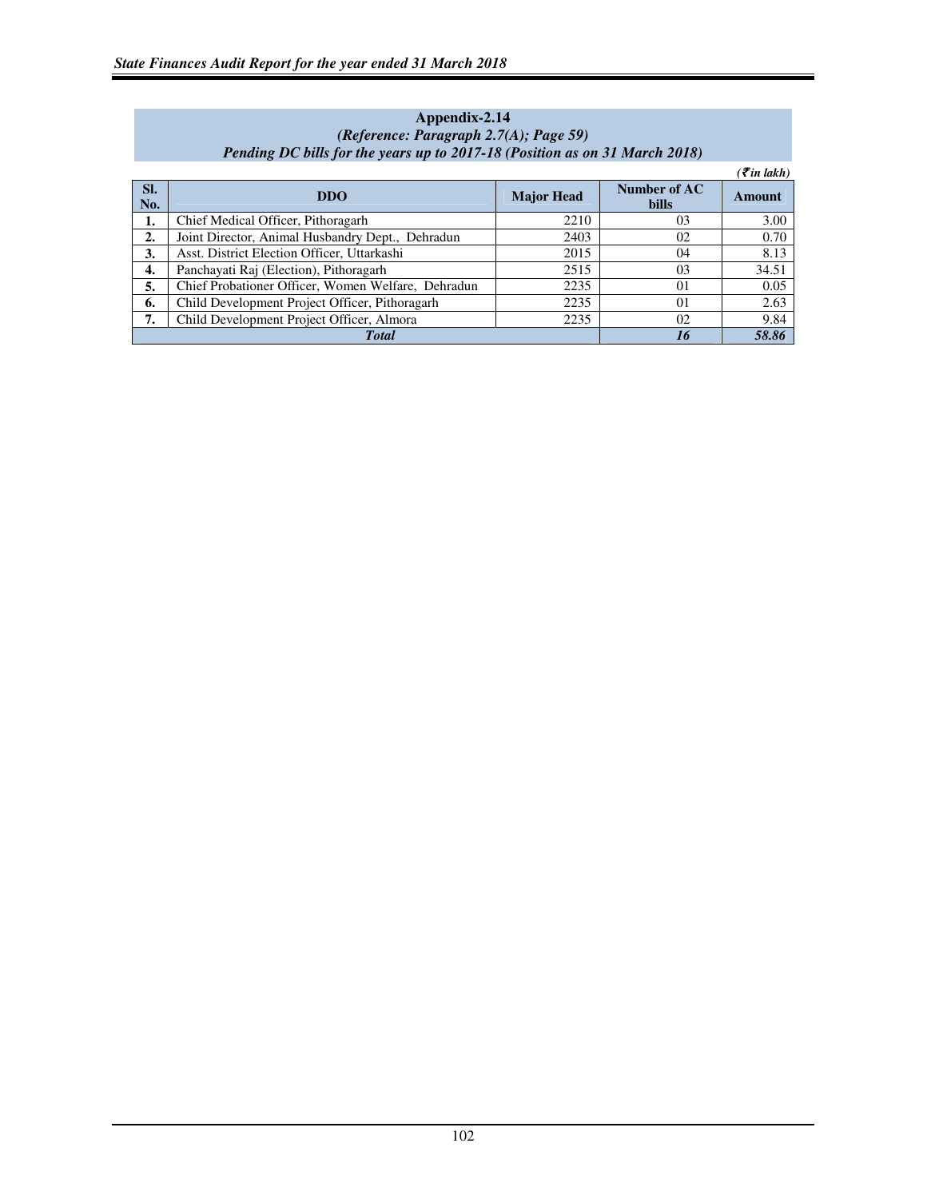## Appendix-2.14

***(Reference: Paragraph 2.7(A); Page 59)***

***Pending DC bills for the years up to 2017-18 (Position as on 31 March 2018)***

*(₹ in lakh)*

| Sl. No. | DDO | Major Head | Number of AC bills | Amount |
|---|---|---|---|---|
| **1.** | Chief Medical Officer, Pithoragarh | 2210 | 03 | 3.00 |
| **2.** | Joint Director, Animal Husbandry Dept., Dehradun | 2403 | 02 | 0.70 |
| **3.** | Asst. District Election Officer, Uttarkashi | 2015 | 04 | 8.13 |
| **4.** | Panchayati Raj (Election), Pithoragarh | 2515 | 03 | 34.51 |
| **5.** | Chief Probationer Officer, Women Welfare, Dehradun | 2235 | 01 | 0.05 |
| **6.** | Child Development Project Officer, Pithoragarh | 2235 | 01 | 2.63 |
| **7.** | Child Development Project Officer, Almora | 2235 | 02 | 9.84 |
| ***Total*** | | | ***16*** | ***58.86*** |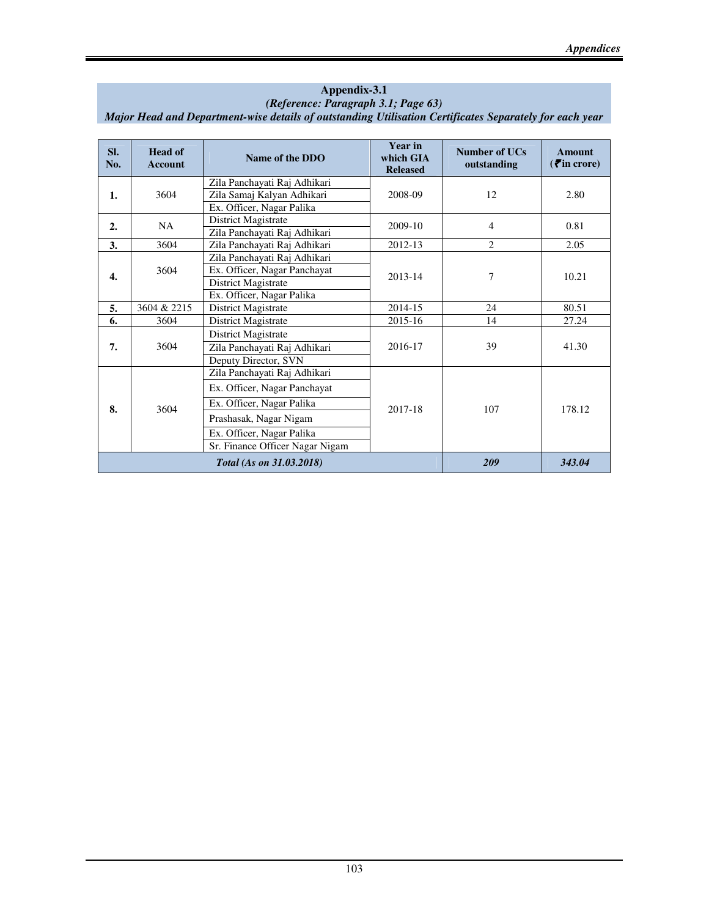**Appendix-3.1**

***(Reference: Paragraph 3.1; Page 63)***

***Major Head and Department-wise details of outstanding Utilisation Certificates Separately for each year***

| Sl. No. | Head of Account | Name of the DDO | Year in which GIA Released | Number of UCs outstanding | Amount (₹ in crore) |
|---|---|---|---|---|---|
| **1.** | 3604 | Zila Panchayati Raj Adhikari<br>Zila Samaj Kalyan Adhikari<br>Ex. Officer, Nagar Palika | 2008-09 | 12 | 2.80 |
| **2.** | NA | District Magistrate<br>Zila Panchayati Raj Adhikari | 2009-10 | 4 | 0.81 |
| **3.** | 3604 | Zila Panchayati Raj Adhikari | 2012-13 | 2 | 2.05 |
| **4.** | 3604 | Zila Panchayati Raj Adhikari<br>Ex. Officer, Nagar Panchayat<br>District Magistrate<br>Ex. Officer, Nagar Palika | 2013-14 | 7 | 10.21 |
| **5.** | 3604 & 2215 | District Magistrate | 2014-15 | 24 | 80.51 |
| **6.** | 3604 | District Magistrate | 2015-16 | 14 | 27.24 |
| **7.** | 3604 | District Magistrate<br>Zila Panchayati Raj Adhikari<br>Deputy Director, SVN | 2016-17 | 39 | 41.30 |
| **8.** | 3604 | Zila Panchayati Raj Adhikari<br>Ex. Officer, Nagar Panchayat<br>Ex. Officer, Nagar Palika<br>Prashasak, Nagar Nigam<br>Ex. Officer, Nagar Palika<br>Sr. Finance Officer Nagar Nigam | 2017-18 | 107 | 178.12 |
| ***Total (As on 31.03.2018)*** | | | | ***209*** | ***343.04*** |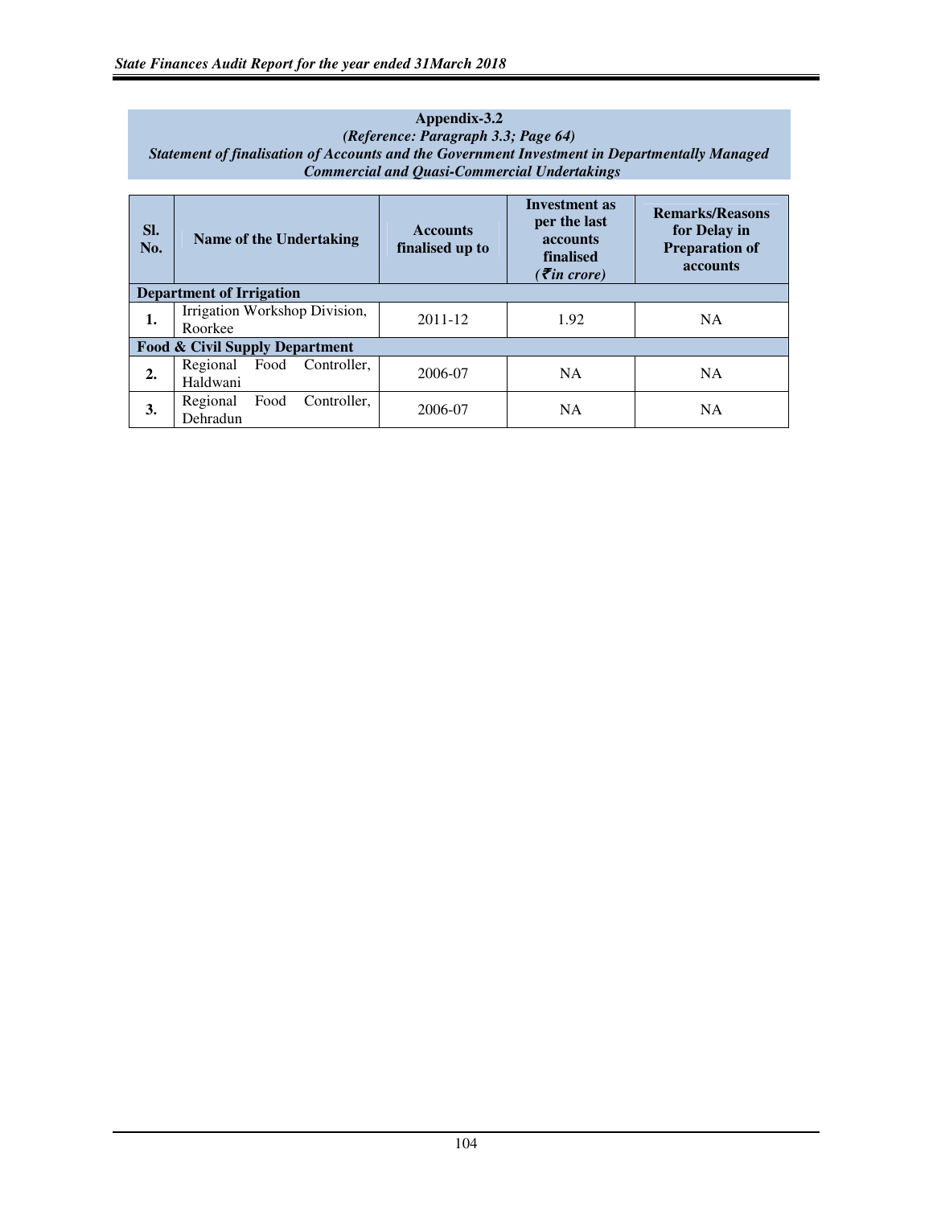## Appendix-3.2

*(Reference: Paragraph 3.3; Page 64)*

***Statement of finalisation of Accounts and the Government Investment in Departmentally Managed Commercial and Quasi-Commercial Undertakings***

| Sl. No. | Name of the Undertaking | Accounts finalised up to | Investment as per the last accounts finalised (*₹in crore*) | Remarks/Reasons for Delay in Preparation of accounts |
|---|---|---|---|---|
| **Department of Irrigation** | | | | |
| **1.** | Irrigation Workshop Division, Roorkee | 2011-12 | 1.92 | NA |
| **Food & Civil Supply Department** | | | | |
| **2.** | Regional Food Controller, Haldwani | 2006-07 | NA | NA |
| **3.** | Regional Food Controller, Dehradun | 2006-07 | NA | NA |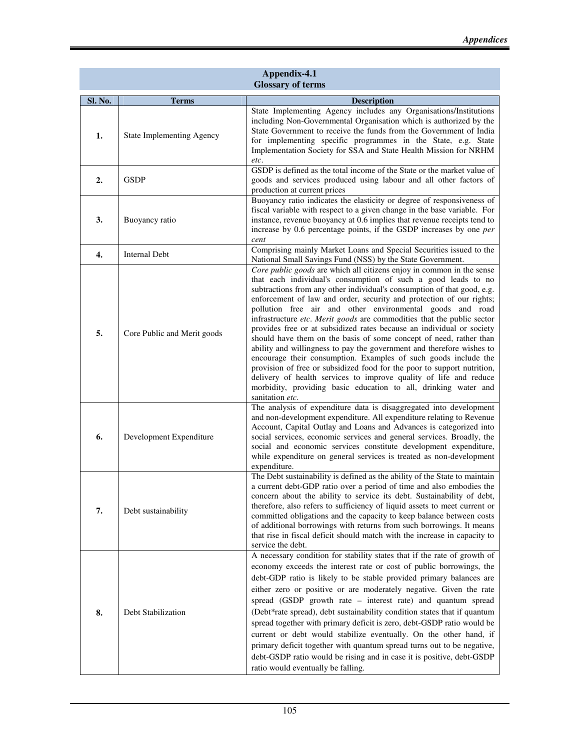## Appendix-4.1
## Glossary of terms

| Sl. No. | Terms | Description |
|---|---|---|
| **1.** | State Implementing Agency | State Implementing Agency includes any Organisations/Institutions including Non-Governmental Organisation which is authorized by the State Government to receive the funds from the Government of India for implementing specific programmes in the State, e.g. State Implementation Society for SSA and State Health Mission for NRHM *etc*. |
| **2.** | GSDP | GSDP is defined as the total income of the State or the market value of goods and services produced using labour and all other factors of production at current prices |
| **3.** | Buoyancy ratio | Buoyancy ratio indicates the elasticity or degree of responsiveness of fiscal variable with respect to a given change in the base variable. For instance, revenue buoyancy at 0.6 implies that revenue receipts tend to increase by 0.6 percentage points, if the GSDP increases by one *per cent* |
| **4.** | Internal Debt | Comprising mainly Market Loans and Special Securities issued to the National Small Savings Fund (NSS) by the State Government. |
| **5.** | Core Public and Merit goods | *Core public goods* are which all citizens enjoy in common in the sense that each individual's consumption of such a good leads to no subtractions from any other individual's consumption of that good, e.g. enforcement of law and order, security and protection of our rights; pollution free air and other environmental goods and road infrastructure *etc*. *Merit goods* are commodities that the public sector provides free or at subsidized rates because an individual or society should have them on the basis of some concept of need, rather than ability and willingness to pay the government and therefore wishes to encourage their consumption. Examples of such goods include the provision of free or subsidized food for the poor to support nutrition, delivery of health services to improve quality of life and reduce morbidity, providing basic education to all, drinking water and sanitation *etc*. |
| **6.** | Development Expenditure | The analysis of expenditure data is disaggregated into development and non-development expenditure. All expenditure relating to Revenue Account, Capital Outlay and Loans and Advances is categorized into social services, economic services and general services. Broadly, the social and economic services constitute development expenditure, while expenditure on general services is treated as non-development expenditure. |
| **7.** | Debt sustainability | The Debt sustainability is defined as the ability of the State to maintain a current debt-GDP ratio over a period of time and also embodies the concern about the ability to service its debt. Sustainability of debt, therefore, also refers to sufficiency of liquid assets to meet current or committed obligations and the capacity to keep balance between costs of additional borrowings with returns from such borrowings. It means that rise in fiscal deficit should match with the increase in capacity to service the debt. |
| **8.** | Debt Stabilization | A necessary condition for stability states that if the rate of growth of economy exceeds the interest rate or cost of public borrowings, the debt-GDP ratio is likely to be stable provided primary balances are either zero or positive or are moderately negative. Given the rate spread (GSDP growth rate – interest rate) and quantum spread (Debt*rate spread), debt sustainability condition states that if quantum spread together with primary deficit is zero, debt-GSDP ratio would be current or debt would stabilize eventually. On the other hand, if primary deficit together with quantum spread turns out to be negative, debt-GSDP ratio would be rising and in case it is positive, debt-GSDP ratio would eventually be falling. |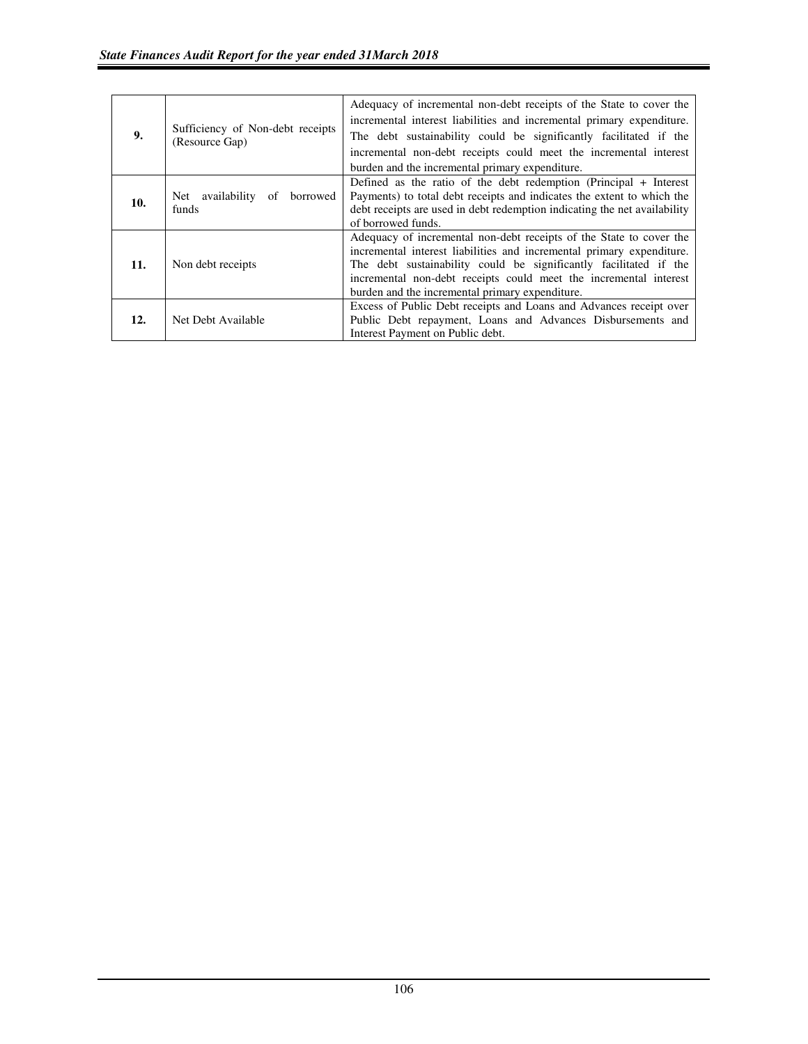| | | |
|---|---|---|
| **9.** | Sufficiency of Non-debt receipts (Resource Gap) | Adequacy of incremental non-debt receipts of the State to cover the incremental interest liabilities and incremental primary expenditure. The debt sustainability could be significantly facilitated if the incremental non-debt receipts could meet the incremental interest burden and the incremental primary expenditure. |
| **10.** | Net availability of borrowed funds | Defined as the ratio of the debt redemption (Principal + Interest Payments) to total debt receipts and indicates the extent to which the debt receipts are used in debt redemption indicating the net availability of borrowed funds. |
| **11.** | Non debt receipts | Adequacy of incremental non-debt receipts of the State to cover the incremental interest liabilities and incremental primary expenditure. The debt sustainability could be significantly facilitated if the incremental non-debt receipts could meet the incremental interest burden and the incremental primary expenditure. |
| **12.** | Net Debt Available | Excess of Public Debt receipts and Loans and Advances receipt over Public Debt repayment, Loans and Advances Disbursements and Interest Payment on Public debt. |